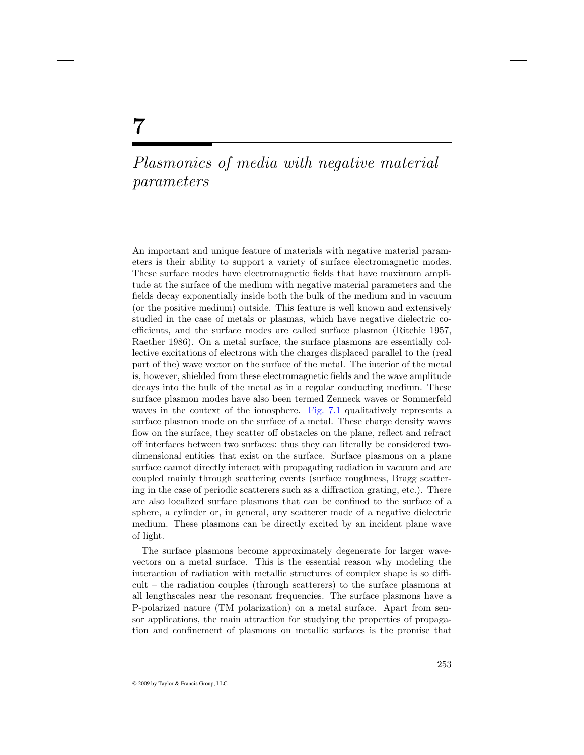# 7

## *Plasmonics of media with negative material parameters*

An important and unique feature of materials with negative material parameters is their ability to support a variety of surface electromagnetic modes. These surface modes have electromagnetic fields that have maximum amplitude at the surface of the medium with negative material parameters and the fields decay exponentially inside both the bulk of the medium and in vacuum (or the positive medium) outside. This feature is well known and extensively studied in the case of metals or plasmas, which have negative dielectric coefficients, and the surface modes are called surface plasmon (Ritchie 1957, Raether 1986). On a metal surface, the surface plasmons are essentially collective excitations of electrons with the charges displaced parallel to the (real part of the) wave vector on the surface of the metal. The interior of the metal is, however, shielded from these electromagnetic fields and the wave amplitude decays into the bulk of the metal as in a regular conducting medium. These surface plasmon modes have also been termed Zenneck waves or Sommerfeld waves in the context of the ionosphere. Fig. 7.1 qualitatively represents a surface plasmon mode on the surface of a metal. These charge density waves flow on the surface, they scatter off obstacles on the plane, reflect and refract off interfaces between two surfaces: thus they can literally be considered two-dimensional entities that exist on the surface. Surface plasmons on a plane surface cannot directly interact with propagating radiation in vacuum and are coupled mainly through scattering events (surface roughness, Bragg scattering in the case of periodic scatterers such as a diffraction grating, etc.). There are also localized surface plasmons that can be confined to the surface of a sphere, a cylinder or, in general, any scatterer made of a negative dielectric medium. These plasmons can be directly excited by an incident plane wave of light.

The surface plasmons become approximately degenerate for larger wavevectors on a metal surface. This is the essential reason why modeling the interaction of radiation with metallic structures of complex shape is so difficult – the radiation couples (through scatterers) to the surface plasmons at all lengthscales near the resonant frequencies. The surface plasmons have a P-polarized nature (TM polarization) on a metal surface. Apart from sensor applications, the main attraction for studying the properties of propagation and confinement of plasmons on metallic surfaces is the promise that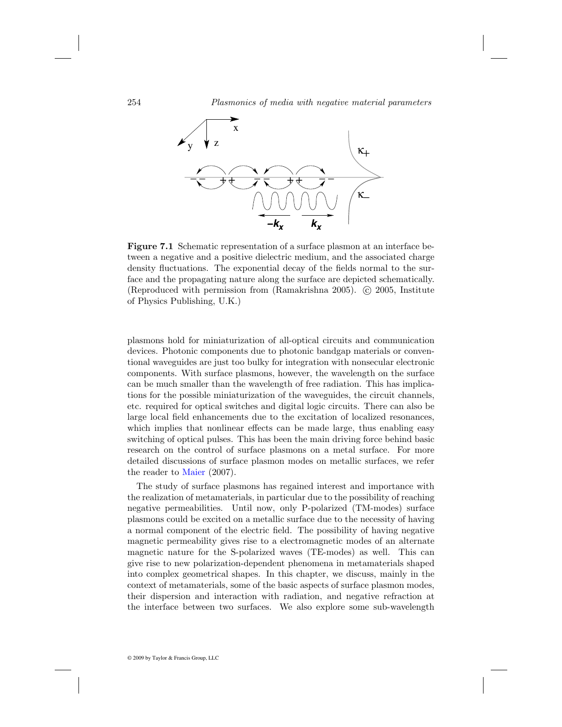**Figure 7.1** Schematic representation of a surface plasmon at an interface between a negative and a positive dielectric medium, and the associated charge density fluctuations. The exponential decay of the fields normal to the surface and the propagating nature along the surface are depicted schematically. (Reproduced with permission from (Ramakrishna 2005). © 2005, Institute of Physics Publishing, U.K.)

plasmons hold for miniaturization of all-optical circuits and communication devices. Photonic components due to photonic bandgap materials or conventional waveguides are just too bulky for integration with nonsecular electronic components. With surface plasmons, however, the wavelength on the surface can be much smaller than the wavelength of free radiation. This has implications for the possible miniaturization of the waveguides, the circuit channels, etc. required for optical switches and digital logic circuits. There can also be large local field enhancements due to the excitation of localized resonances, which implies that nonlinear effects can be made large, thus enabling easy switching of optical pulses. This has been the main driving force behind basic research on the control of surface plasmons on a metal surface. For more detailed discussions of surface plasmon modes on metallic surfaces, we refer the reader to Maier (2007).

The study of surface plasmons has regained interest and importance with the realization of metamaterials, in particular due to the possibility of reaching negative permeabilities. Until now, only P-polarized (TM-modes) surface plasmons could be excited on a metallic surface due to the necessity of having a normal component of the electric field. The possibility of having negative magnetic permeability gives rise to a electromagnetic modes of an alternate magnetic nature for the S-polarized waves (TE-modes) as well. This can give rise to new polarization-dependent phenomena in metamaterials shaped into complex geometrical shapes. In this chapter, we discuss, mainly in the context of metamaterials, some of the basic aspects of surface plasmon modes, their dispersion and interaction with radiation, and negative refraction at the interface between two surfaces. We also explore some sub-wavelength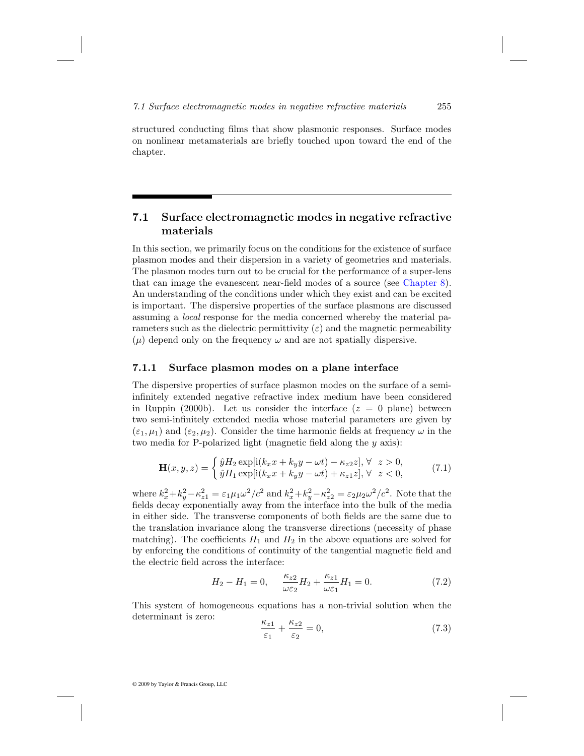structured conducting films that show plasmonic responses. Surface modes on nonlinear metamaterials are briefly touched upon toward the end of the chapter.

## 7.1 Surface electromagnetic modes in negative refractive materials

In this section, we primarily focus on the conditions for the existence of surface plasmon modes and their dispersion in a variety of geometries and materials. The plasmon modes turn out to be crucial for the performance of a super-lens that can image the evanescent near-field modes of a source (see Chapter 8). An understanding of the conditions under which they exist and can be excited is important. The dispersive properties of the surface plasmons are discussed assuming a *local* response for the media concerned whereby the material parameters such as the dielectric permittivity ($\varepsilon$) and the magnetic permeability ($\mu$) depend only on the frequency $\omega$ and are not spatially dispersive.

### 7.1.1 Surface plasmon modes on a plane interface

The dispersive properties of surface plasmon modes on the surface of a semi-infinitely extended negative refractive index medium have been considered in Ruppin (2000b). Let us consider the interface ($z = 0$ plane) between two semi-infinitely extended media whose material parameters are given by $(\varepsilon_1, \mu_1)$ and $(\varepsilon_2, \mu_2)$. Consider the time harmonic fields at frequency $\omega$ in the two media for P-polarized light (magnetic field along the $y$ axis):

$$\mathbf{H}(x, y, z) = \begin{cases} \hat{y} H_2 \exp[\mathrm{i}(k_x x + k_y y - \omega t) - \kappa_{z2} z], \ \forall \ \ z > 0, \\ \hat{y} H_1 \exp[\mathrm{i}(k_x x + k_y y - \omega t) + \kappa_{z1} z], \ \forall \ \ z < 0, \end{cases} \tag{7.1}$$

where $k_x^2 + k_y^2 - \kappa_{z1}^2 = \varepsilon_1 \mu_1 \omega^2 / c^2$ and $k_x^2 + k_y^2 - \kappa_{z2}^2 = \varepsilon_2 \mu_2 \omega^2 / c^2$. Note that the fields decay exponentially away from the interface into the bulk of the media in either side. The transverse components of both fields are the same due to the translation invariance along the transverse directions (necessity of phase matching). The coefficients $H_1$ and $H_2$ in the above equations are solved for by enforcing the conditions of continuity of the tangential magnetic field and the electric field across the interface:

$$H_2 - H_1 = 0, \qquad \frac{\kappa_{z2}}{\omega \varepsilon_2} H_2 + \frac{\kappa_{z1}}{\omega \varepsilon_1} H_1 = 0. \tag{7.2}$$

This system of homogeneous equations has a non-trivial solution when the determinant is zero:

$$\frac{\kappa_{z1}}{\varepsilon_1} + \frac{\kappa_{z2}}{\varepsilon_2} = 0, \tag{7.3}$$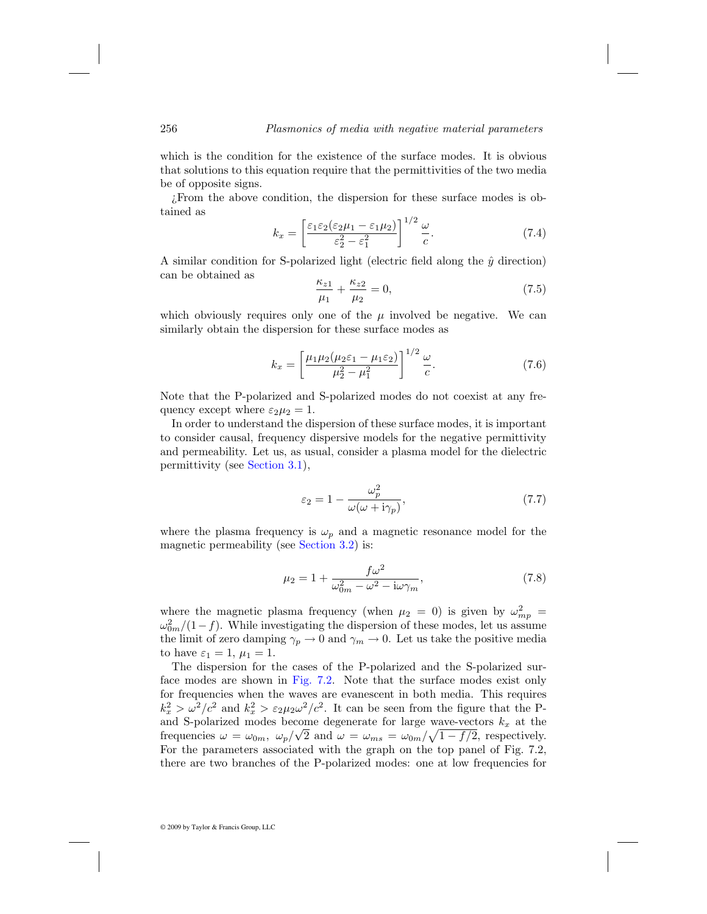which is the condition for the existence of the surface modes. It is obvious that solutions to this equation require that the permittivities of the two media be of opposite signs.

¿From the above condition, the dispersion for these surface modes is obtained as

$$k_x = \left[ \frac{\varepsilon_1 \varepsilon_2 (\varepsilon_2 \mu_1 - \varepsilon_1 \mu_2)}{\varepsilon_2^2 - \varepsilon_1^2} \right]^{1/2} \frac{\omega}{c}. \tag{7.4}$$

A similar condition for S-polarized light (electric field along the $\hat{y}$ direction) can be obtained as

$$\frac{\kappa_{z1}}{\mu_1} + \frac{\kappa_{z2}}{\mu_2} = 0, \tag{7.5}$$

which obviously requires only one of the $\mu$ involved be negative. We can similarly obtain the dispersion for these surface modes as

$$k_x = \left[ \frac{\mu_1 \mu_2 (\mu_2 \varepsilon_1 - \mu_1 \varepsilon_2)}{\mu_2^2 - \mu_1^2} \right]^{1/2} \frac{\omega}{c}. \tag{7.6}$$

Note that the P-polarized and S-polarized modes do not coexist at any frequency except where $\varepsilon_2 \mu_2 = 1$.

In order to understand the dispersion of these surface modes, it is important to consider causal, frequency dispersive models for the negative permittivity and permeability. Let us, as usual, consider a plasma model for the dielectric permittivity (see Section 3.1),

$$\varepsilon_2 = 1 - \frac{\omega_p^2}{\omega(\omega + \mathrm{i}\gamma_p)}, \tag{7.7}$$

where the plasma frequency is $\omega_p$ and a magnetic resonance model for the magnetic permeability (see Section 3.2) is:

$$\mu_2 = 1 + \frac{f\omega^2}{\omega_{0m}^2 - \omega^2 - \mathrm{i}\omega\gamma_m}, \tag{7.8}$$

where the magnetic plasma frequency (when $\mu_2 = 0$) is given by $\omega_{mp}^2 = \omega_{0m}^2/(1-f)$. While investigating the dispersion of these modes, let us assume the limit of zero damping $\gamma_p \to 0$ and $\gamma_m \to 0$. Let us take the positive media to have $\varepsilon_1 = 1$, $\mu_1 = 1$.

The dispersion for the cases of the P-polarized and the S-polarized surface modes are shown in Fig. 7.2. Note that the surface modes exist only for frequencies when the waves are evanescent in both media. This requires $k_x^2 > \omega^2/c^2$ and $k_x^2 > \varepsilon_2 \mu_2 \omega^2/c^2$. It can be seen from the figure that the P- and S-polarized modes become degenerate for large wave-vectors $k_x$ at the frequencies $\omega = \omega_{0m},\ \omega_p/\sqrt{2}$ and $\omega = \omega_{ms} = \omega_{0m}/\sqrt{1 - f/2}$, respectively. For the parameters associated with the graph on the top panel of Fig. 7.2, there are two branches of the P-polarized modes: one at low frequencies for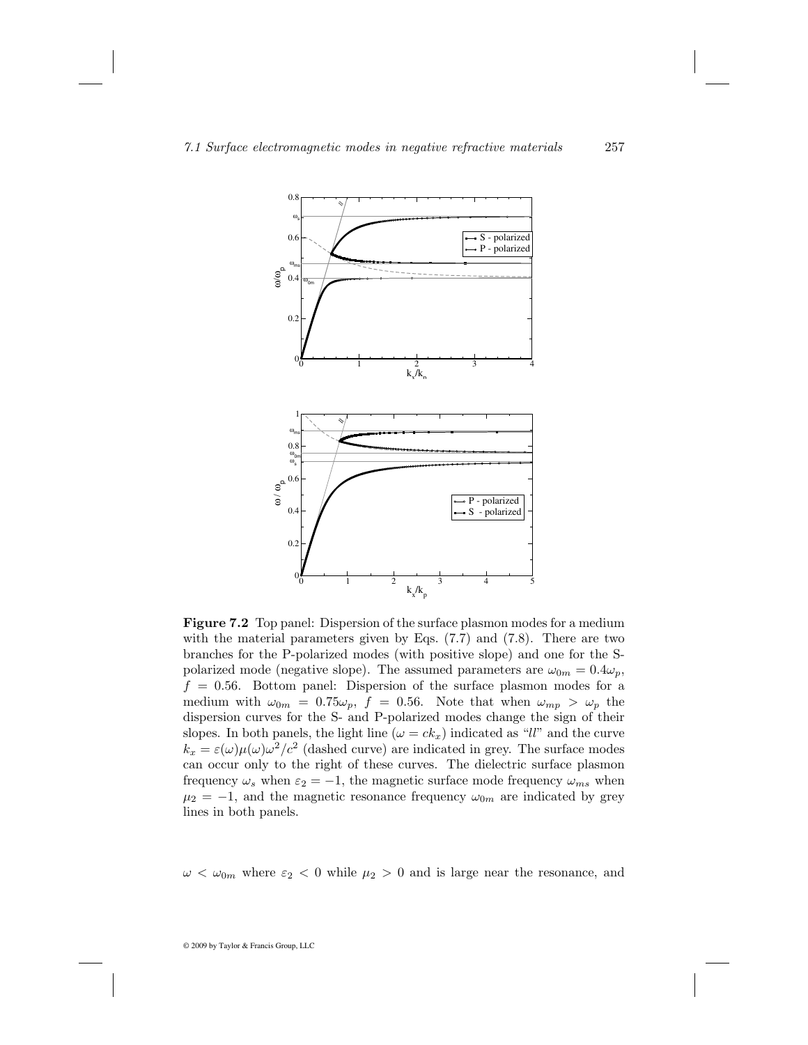**Figure 7.2** Top panel: Dispersion of the surface plasmon modes for a medium with the material parameters given by Eqs. (7.7) and (7.8). There are two branches for the P-polarized modes (with positive slope) and one for the S-polarized mode (negative slope). The assumed parameters are $\omega_{0m} = 0.4\omega_p$, $f = 0.56$. Bottom panel: Dispersion of the surface plasmon modes for a medium with $\omega_{0m} = 0.75\omega_p$, $f = 0.56$. Note that when $\omega_{mp} > \omega_p$ the dispersion curves for the S- and P-polarized modes change the sign of their slopes. In both panels, the light line ($\omega = ck_x$) indicated as "*ll*" and the curve $k_x = \varepsilon(\omega)\mu(\omega)\omega^2/c^2$ (dashed curve) are indicated in grey. The surface modes can occur only to the right of these curves. The dielectric surface plasmon frequency $\omega_s$ when $\varepsilon_2 = -1$, the magnetic surface mode frequency $\omega_{ms}$ when $\mu_2 = -1$, and the magnetic resonance frequency $\omega_{0m}$ are indicated by grey lines in both panels.

$\omega < \omega_{0m}$ where $\varepsilon_2 < 0$ while $\mu_2 > 0$ and is large near the resonance, and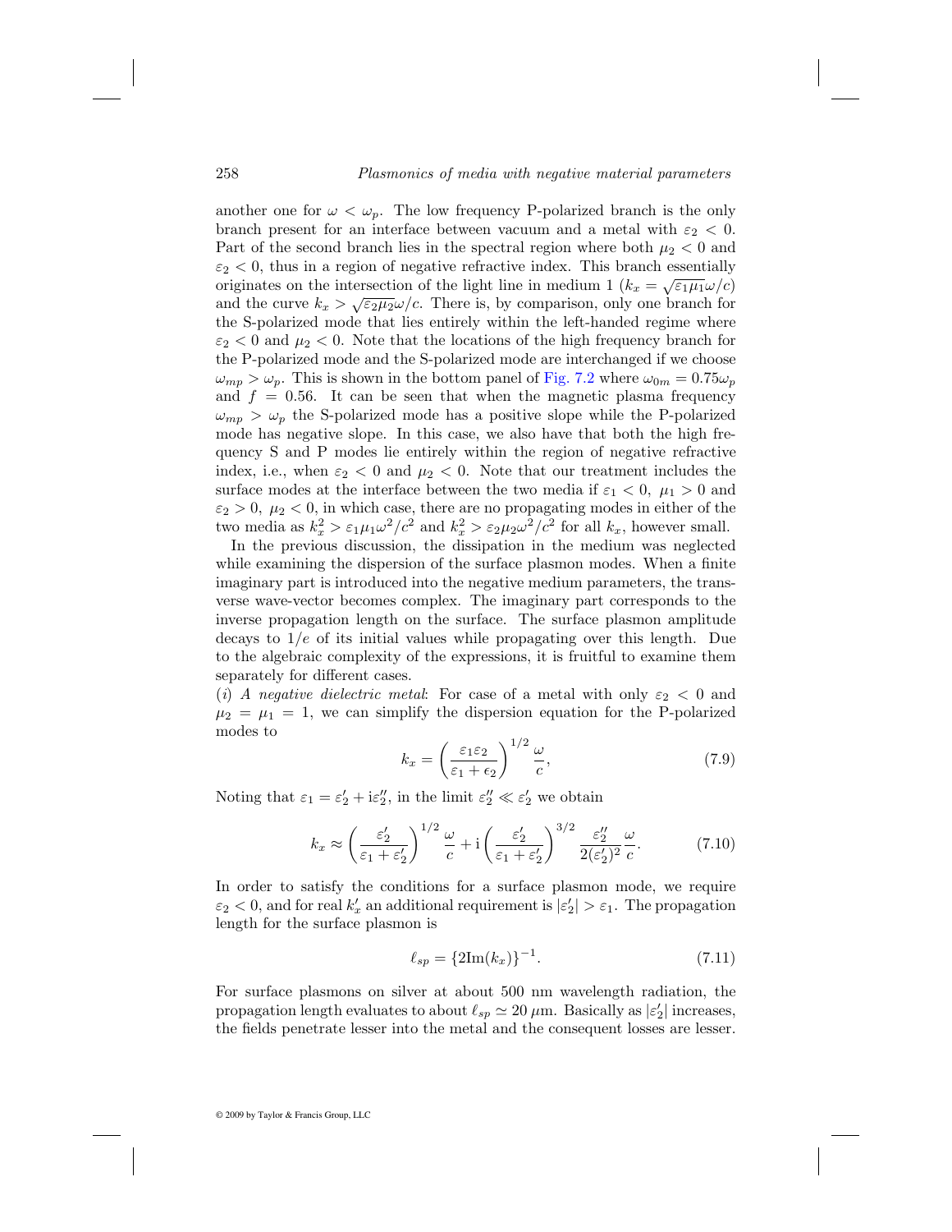another one for $\omega < \omega_p$. The low frequency P-polarized branch is the only branch present for an interface between vacuum and a metal with $\varepsilon_2 < 0$. Part of the second branch lies in the spectral region where both $\mu_2 < 0$ and $\varepsilon_2 < 0$, thus in a region of negative refractive index. This branch essentially originates on the intersection of the light line in medium 1 ($k_x = \sqrt{\varepsilon_1 \mu_1}\omega/c$) and the curve $k_x > \sqrt{\varepsilon_2 \mu_2}\omega/c$. There is, by comparison, only one branch for the S-polarized mode that lies entirely within the left-handed regime where $\varepsilon_2 < 0$ and $\mu_2 < 0$. Note that the locations of the high frequency branch for the P-polarized mode and the S-polarized mode are interchanged if we choose $\omega_{mp} > \omega_p$. This is shown in the bottom panel of Fig. 7.2 where $\omega_{0m} = 0.75\omega_p$ and $f = 0.56$. It can be seen that when the magnetic plasma frequency $\omega_{mp} > \omega_p$ the S-polarized mode has a positive slope while the P-polarized mode has negative slope. In this case, we also have that both the high frequency S and P modes lie entirely within the region of negative refractive index, i.e., when $\varepsilon_2 < 0$ and $\mu_2 < 0$. Note that our treatment includes the surface modes at the interface between the two media if $\varepsilon_1 < 0$, $\mu_1 > 0$ and $\varepsilon_2 > 0$, $\mu_2 < 0$, in which case, there are no propagating modes in either of the two media as $k_x^2 > \varepsilon_1 \mu_1 \omega^2/c^2$ and $k_x^2 > \varepsilon_2 \mu_2 \omega^2/c^2$ for all $k_x$, however small.

In the previous discussion, the dissipation in the medium was neglected while examining the dispersion of the surface plasmon modes. When a finite imaginary part is introduced into the negative medium parameters, the transverse wave-vector becomes complex. The imaginary part corresponds to the inverse propagation length on the surface. The surface plasmon amplitude decays to $1/e$ of its initial values while propagating over this length. Due to the algebraic complexity of the expressions, it is fruitful to examine them separately for different cases.

(*i*) *A negative dielectric metal*: For case of a metal with only $\varepsilon_2 < 0$ and $\mu_2 = \mu_1 = 1$, we can simplify the dispersion equation for the P-polarized modes to

$$k_x = \left( \frac{\varepsilon_1 \varepsilon_2}{\varepsilon_1 + \epsilon_2} \right)^{1/2} \frac{\omega}{c}, \tag{7.9}$$

Noting that $\varepsilon_1 = \varepsilon_2' + \mathrm{i}\varepsilon_2''$, in the limit $\varepsilon_2'' \ll \varepsilon_2'$ we obtain

$$k_x \approx \left( \frac{\varepsilon_2'}{\varepsilon_1 + \varepsilon_2'} \right)^{1/2} \frac{\omega}{c} + \mathrm{i} \left( \frac{\varepsilon_2'}{\varepsilon_1 + \varepsilon_2'} \right)^{3/2} \frac{\varepsilon_2''}{2(\varepsilon_2')^2} \frac{\omega}{c}. \tag{7.10}$$

In order to satisfy the conditions for a surface plasmon mode, we require $\varepsilon_2 < 0$, and for real $k_x'$ an additional requirement is $|\varepsilon_2'| > \varepsilon_1$. The propagation length for the surface plasmon is

$$\ell_{sp} = \{2\mathrm{Im}(k_x)\}^{-1}. \tag{7.11}$$

For surface plasmons on silver at about 500 nm wavelength radiation, the propagation length evaluates to about $\ell_{sp} \simeq 20\,\mu$m. Basically as $|\varepsilon_2'|$ increases, the fields penetrate lesser into the metal and the consequent losses are lesser.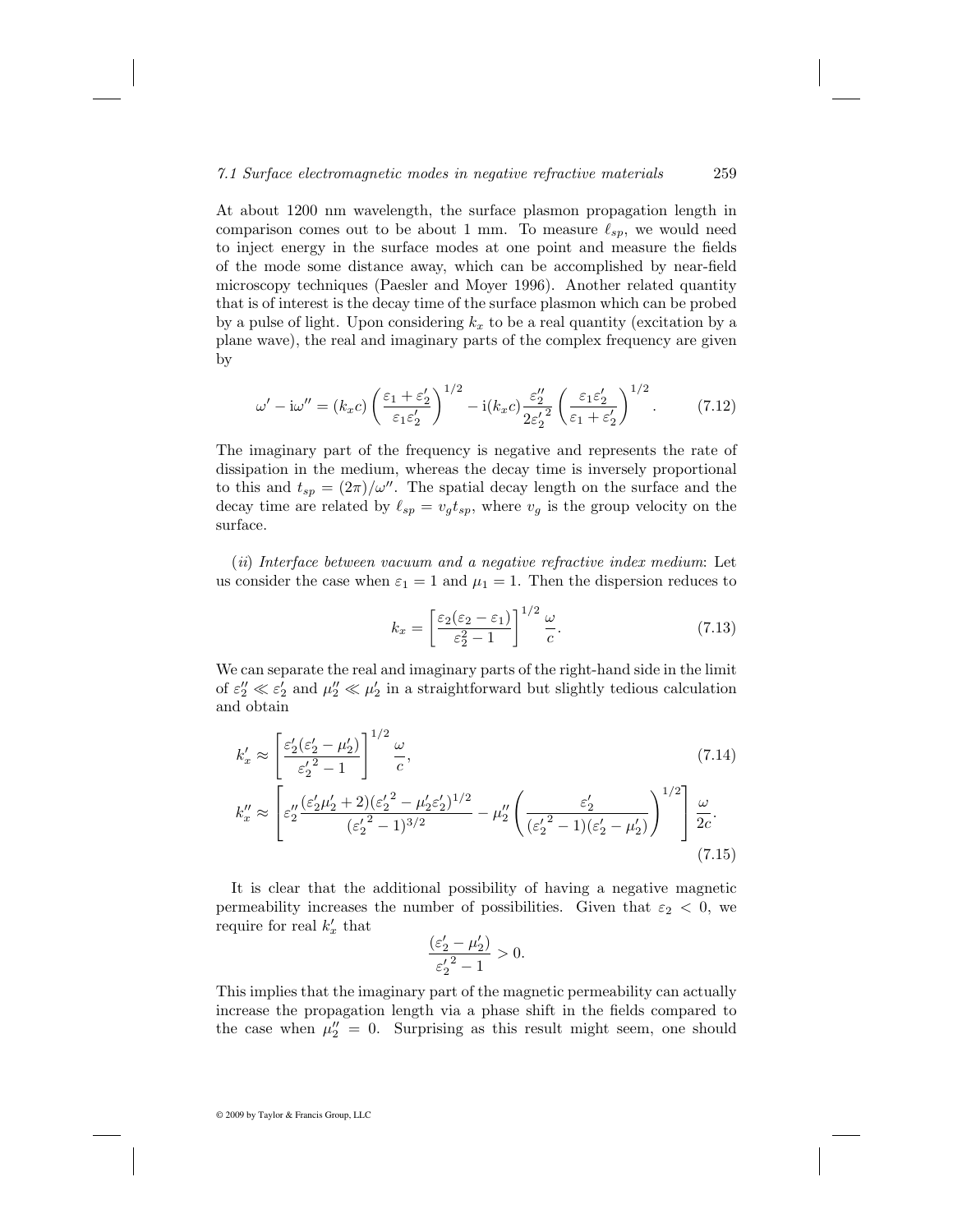At about 1200 nm wavelength, the surface plasmon propagation length in comparison comes out to be about 1 mm. To measure $\ell_{sp}$, we would need to inject energy in the surface modes at one point and measure the fields of the mode some distance away, which can be accomplished by near-field microscopy techniques (Paesler and Moyer 1996). Another related quantity that is of interest is the decay time of the surface plasmon which can be probed by a pulse of light. Upon considering $k_x$ to be a real quantity (excitation by a plane wave), the real and imaginary parts of the complex frequency are given by

$$\omega' - \mathrm{i}\omega'' = (k_x c)\left(\frac{\varepsilon_1 + \varepsilon_2'}{\varepsilon_1 \varepsilon_2'}\right)^{1/2} - \mathrm{i}(k_x c)\frac{\varepsilon_2''}{2{\varepsilon_2'}^2}\left(\frac{\varepsilon_1 \varepsilon_2'}{\varepsilon_1 + \varepsilon_2'}\right)^{1/2}. \tag{7.12}$$

The imaginary part of the frequency is negative and represents the rate of dissipation in the medium, whereas the decay time is inversely proportional to this and $t_{sp} = (2\pi)/\omega''$. The spatial decay length on the surface and the decay time are related by $\ell_{sp} = v_g t_{sp}$, where $v_g$ is the group velocity on the surface.

(*ii*) *Interface between vacuum and a negative refractive index medium*: Let us consider the case when $\varepsilon_1 = 1$ and $\mu_1 = 1$. Then the dispersion reduces to

$$k_x = \left[\frac{\varepsilon_2(\varepsilon_2 - \varepsilon_1)}{\varepsilon_2^2 - 1}\right]^{1/2} \frac{\omega}{c}. \tag{7.13}$$

We can separate the real and imaginary parts of the right-hand side in the limit of $\varepsilon_2'' \ll \varepsilon_2'$ and $\mu_2'' \ll \mu_2'$ in a straightforward but slightly tedious calculation and obtain

$$k_x' \approx \left[\frac{\varepsilon_2'(\varepsilon_2' - \mu_2')}{{\varepsilon_2'}^2 - 1}\right]^{1/2} \frac{\omega}{c}, \tag{7.14}$$

$$k_x'' \approx \left[\varepsilon_2'' \frac{(\varepsilon_2'\mu_2' + 2)({\varepsilon_2'}^2 - \mu_2'\varepsilon_2')^{1/2}}{({\varepsilon_2'}^2 - 1)^{3/2}} - \mu_2''\left(\frac{\varepsilon_2'}{({\varepsilon_2'}^2 - 1)(\varepsilon_2' - \mu_2')}\right)^{1/2}\right] \frac{\omega}{2c}. \tag{7.15}$$

It is clear that the additional possibility of having a negative magnetic permeability increases the number of possibilities. Given that $\varepsilon_2 < 0$, we require for real $k_x'$ that

$$\frac{(\varepsilon_2' - \mu_2')}{{\varepsilon_2'}^2 - 1} > 0.$$

This implies that the imaginary part of the magnetic permeability can actually increase the propagation length via a phase shift in the fields compared to the case when $\mu_2'' = 0$. Surprising as this result might seem, one should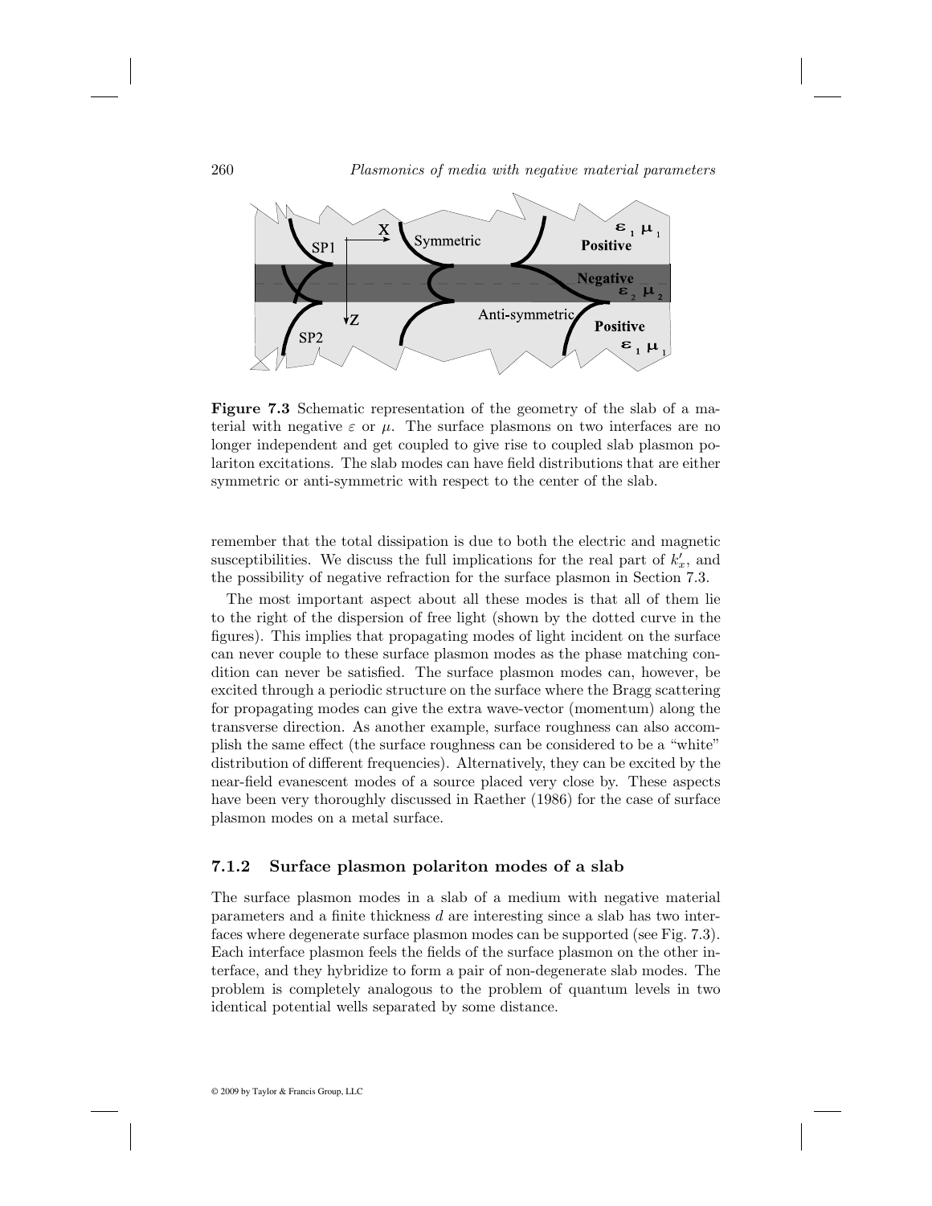SP1

X

Symmetric

$\varepsilon_1\ \mu_1$

Positive

Negative

$\varepsilon_2\ \mu_2$

Anti-symmetric

Z

Positive

SP2

$\varepsilon_1\ \mu_1$

**Figure 7.3** Schematic representation of the geometry of the slab of a material with negative $\varepsilon$ or $\mu$. The surface plasmons on two interfaces are no longer independent and get coupled to give rise to coupled slab plasmon polariton excitations. The slab modes can have field distributions that are either symmetric or anti-symmetric with respect to the center of the slab.

remember that the total dissipation is due to both the electric and magnetic susceptibilities. We discuss the full implications for the real part of $k_x'$, and the possibility of negative refraction for the surface plasmon in Section 7.3.

The most important aspect about all these modes is that all of them lie to the right of the dispersion of free light (shown by the dotted curve in the figures). This implies that propagating modes of light incident on the surface can never couple to these surface plasmon modes as the phase matching condition can never be satisfied. The surface plasmon modes can, however, be excited through a periodic structure on the surface where the Bragg scattering for propagating modes can give the extra wave-vector (momentum) along the transverse direction. As another example, surface roughness can also accomplish the same effect (the surface roughness can be considered to be a "white" distribution of different frequencies). Alternatively, they can be excited by the near-field evanescent modes of a source placed very close by. These aspects have been very thoroughly discussed in Raether (1986) for the case of surface plasmon modes on a metal surface.

### 7.1.2 Surface plasmon polariton modes of a slab

The surface plasmon modes in a slab of a medium with negative material parameters and a finite thickness $d$ are interesting since a slab has two interfaces where degenerate surface plasmon modes can be supported (see Fig. 7.3). Each interface plasmon feels the fields of the surface plasmon on the other interface, and they hybridize to form a pair of non-degenerate slab modes. The problem is completely analogous to the problem of quantum levels in two identical potential wells separated by some distance.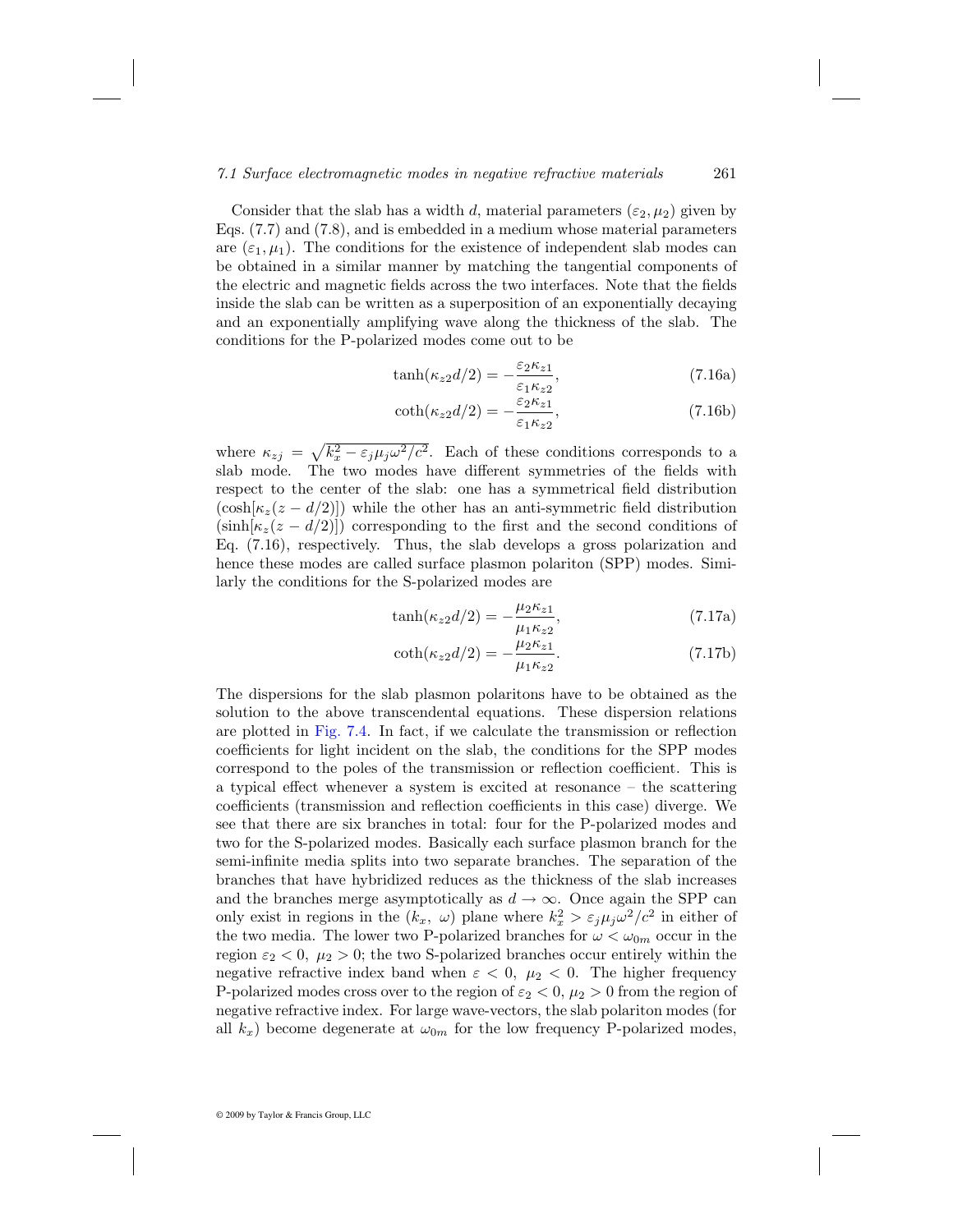Consider that the slab has a width $d$, material parameters $(\varepsilon_2, \mu_2)$ given by Eqs. (7.7) and (7.8), and is embedded in a medium whose material parameters are $(\varepsilon_1, \mu_1)$. The conditions for the existence of independent slab modes can be obtained in a similar manner by matching the tangential components of the electric and magnetic fields across the two interfaces. Note that the fields inside the slab can be written as a superposition of an exponentially decaying and an exponentially amplifying wave along the thickness of the slab. The conditions for the P-polarized modes come out to be

$$\tanh(\kappa_{z2} d/2) = -\frac{\varepsilon_2 \kappa_{z1}}{\varepsilon_1 \kappa_{z2}}, \tag{7.16a}$$

$$\coth(\kappa_{z2} d/2) = -\frac{\varepsilon_2 \kappa_{z1}}{\varepsilon_1 \kappa_{z2}}, \tag{7.16b}$$

where $\kappa_{zj} = \sqrt{k_x^2 - \varepsilon_j \mu_j \omega^2 / c^2}$. Each of these conditions corresponds to a slab mode. The two modes have different symmetries of the fields with respect to the center of the slab: one has a symmetrical field distribution $(\cosh[\kappa_z(z - d/2)])$ while the other has an anti-symmetric field distribution $(\sinh[\kappa_z(z - d/2)])$ corresponding to the first and the second conditions of Eq. (7.16), respectively. Thus, the slab develops a gross polarization and hence these modes are called surface plasmon polariton (SPP) modes. Similarly the conditions for the S-polarized modes are

$$\tanh(\kappa_{z2} d/2) = -\frac{\mu_2 \kappa_{z1}}{\mu_1 \kappa_{z2}}, \tag{7.17a}$$

$$\coth(\kappa_{z2} d/2) = -\frac{\mu_2 \kappa_{z1}}{\mu_1 \kappa_{z2}}. \tag{7.17b}$$

The dispersions for the slab plasmon polaritons have to be obtained as the solution to the above transcendental equations. These dispersion relations are plotted in Fig. 7.4. In fact, if we calculate the transmission or reflection coefficients for light incident on the slab, the conditions for the SPP modes correspond to the poles of the transmission or reflection coefficient. This is a typical effect whenever a system is excited at resonance – the scattering coefficients (transmission and reflection coefficients in this case) diverge. We see that there are six branches in total: four for the P-polarized modes and two for the S-polarized modes. Basically each surface plasmon branch for the semi-infinite media splits into two separate branches. The separation of the branches that have hybridized reduces as the thickness of the slab increases and the branches merge asymptotically as $d \to \infty$. Once again the SPP can only exist in regions in the $(k_x, \omega)$ plane where $k_x^2 > \varepsilon_j \mu_j \omega^2 / c^2$ in either of the two media. The lower two P-polarized branches for $\omega < \omega_{0m}$ occur in the region $\varepsilon_2 < 0,\ \mu_2 > 0$; the two S-polarized branches occur entirely within the negative refractive index band when $\varepsilon < 0,\ \mu_2 < 0$. The higher frequency P-polarized modes cross over to the region of $\varepsilon_2 < 0, \mu_2 > 0$ from the region of negative refractive index. For large wave-vectors, the slab polariton modes (for all $k_x$) become degenerate at $\omega_{0m}$ for the low frequency P-polarized modes,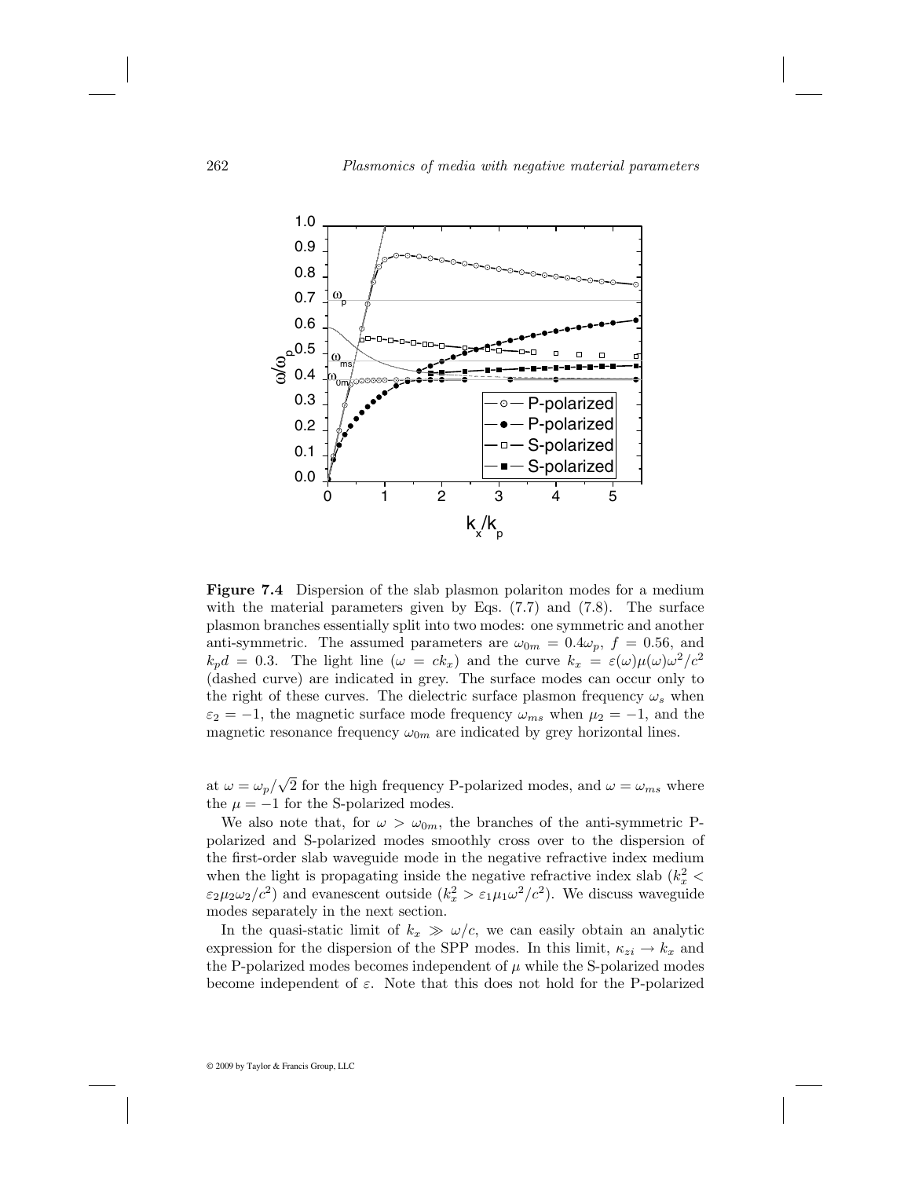**Figure 7.4** Dispersion of the slab plasmon polariton modes for a medium with the material parameters given by Eqs. (7.7) and (7.8). The surface plasmon branches essentially split into two modes: one symmetric and another anti-symmetric. The assumed parameters are $\omega_{0m} = 0.4\omega_p$, $f = 0.56$, and $k_p d = 0.3$. The light line ($\omega = ck_x$) and the curve $k_x = \varepsilon(\omega)\mu(\omega)\omega^2/c^2$ (dashed curve) are indicated in grey. The surface modes can occur only to the right of these curves. The dielectric surface plasmon frequency $\omega_s$ when $\varepsilon_2 = -1$, the magnetic surface mode frequency $\omega_{ms}$ when $\mu_2 = -1$, and the magnetic resonance frequency $\omega_{0m}$ are indicated by grey horizontal lines.

at $\omega = \omega_p/\sqrt{2}$ for the high frequency P-polarized modes, and $\omega = \omega_{ms}$ where the $\mu = -1$ for the S-polarized modes.

We also note that, for $\omega > \omega_{0m}$, the branches of the anti-symmetric P-polarized and S-polarized modes smoothly cross over to the dispersion of the first-order slab waveguide mode in the negative refractive index medium when the light is propagating inside the negative refractive index slab ($k_x^2 < \varepsilon_2\mu_2\omega_2/c^2$) and evanescent outside ($k_x^2 > \varepsilon_1\mu_1\omega^2/c^2$). We discuss waveguide modes separately in the next section.

In the quasi-static limit of $k_x \gg \omega/c$, we can easily obtain an analytic expression for the dispersion of the SPP modes. In this limit, $\kappa_{zi} \to k_x$ and the P-polarized modes becomes independent of $\mu$ while the S-polarized modes become independent of $\varepsilon$. Note that this does not hold for the P-polarized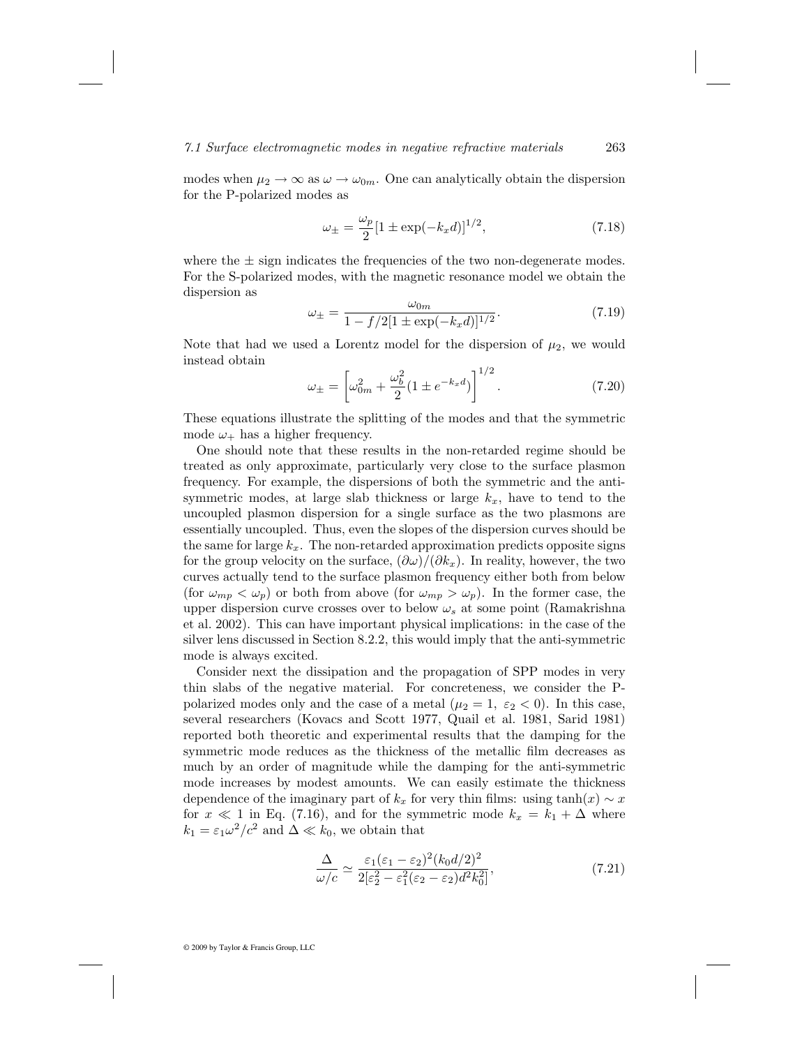modes when $\mu_2 \to \infty$ as $\omega \to \omega_{0m}$. One can analytically obtain the dispersion for the P-polarized modes as

$$\omega_{\pm} = \frac{\omega_p}{2}[1 \pm \exp(-k_x d)]^{1/2}, \tag{7.18}$$

where the $\pm$ sign indicates the frequencies of the two non-degenerate modes. For the S-polarized modes, with the magnetic resonance model we obtain the dispersion as

$$\omega_{\pm} = \frac{\omega_{0m}}{1 - f/2[1 \pm \exp(-k_x d)]^{1/2}}. \tag{7.19}$$

Note that had we used a Lorentz model for the dispersion of $\mu_2$, we would instead obtain

$$\omega_{\pm} = \left[\omega_{0m}^2 + \frac{\omega_b^2}{2}(1 \pm e^{-k_x d})\right]^{1/2}. \tag{7.20}$$

These equations illustrate the splitting of the modes and that the symmetric mode $\omega_+$ has a higher frequency.

One should note that these results in the non-retarded regime should be treated as only approximate, particularly very close to the surface plasmon frequency. For example, the dispersions of both the symmetric and the anti-symmetric modes, at large slab thickness or large $k_x$, have to tend to the uncoupled plasmon dispersion for a single surface as the two plasmons are essentially uncoupled. Thus, even the slopes of the dispersion curves should be the same for large $k_x$. The non-retarded approximation predicts opposite signs for the group velocity on the surface, $(\partial\omega)/(\partial k_x)$. In reality, however, the two curves actually tend to the surface plasmon frequency either both from below (for $\omega_{mp} < \omega_p$) or both from above (for $\omega_{mp} > \omega_p$). In the former case, the upper dispersion curve crosses over to below $\omega_s$ at some point (Ramakrishna et al. 2002). This can have important physical implications: in the case of the silver lens discussed in Section 8.2.2, this would imply that the anti-symmetric mode is always excited.

Consider next the dissipation and the propagation of SPP modes in very thin slabs of the negative material. For concreteness, we consider the P-polarized modes only and the case of a metal ($\mu_2 = 1,\ \varepsilon_2 < 0$). In this case, several researchers (Kovacs and Scott 1977, Quail et al. 1981, Sarid 1981) reported both theoretic and experimental results that the damping for the symmetric mode reduces as the thickness of the metallic film decreases as much by an order of magnitude while the damping for the anti-symmetric mode increases by modest amounts. We can easily estimate the thickness dependence of the imaginary part of $k_x$ for very thin films: using $\tanh(x) \sim x$ for $x \ll 1$ in Eq. (7.16), and for the symmetric mode $k_x = k_1 + \Delta$ where $k_1 = \varepsilon_1\omega^2/c^2$ and $\Delta \ll k_0$, we obtain that

$$\frac{\Delta}{\omega/c} \simeq \frac{\varepsilon_1(\varepsilon_1 - \varepsilon_2)^2(k_0 d/2)^2}{2[\varepsilon_2^2 - \varepsilon_1^2(\varepsilon_2 - \varepsilon_2)d^2k_0^2]}, \tag{7.21}$$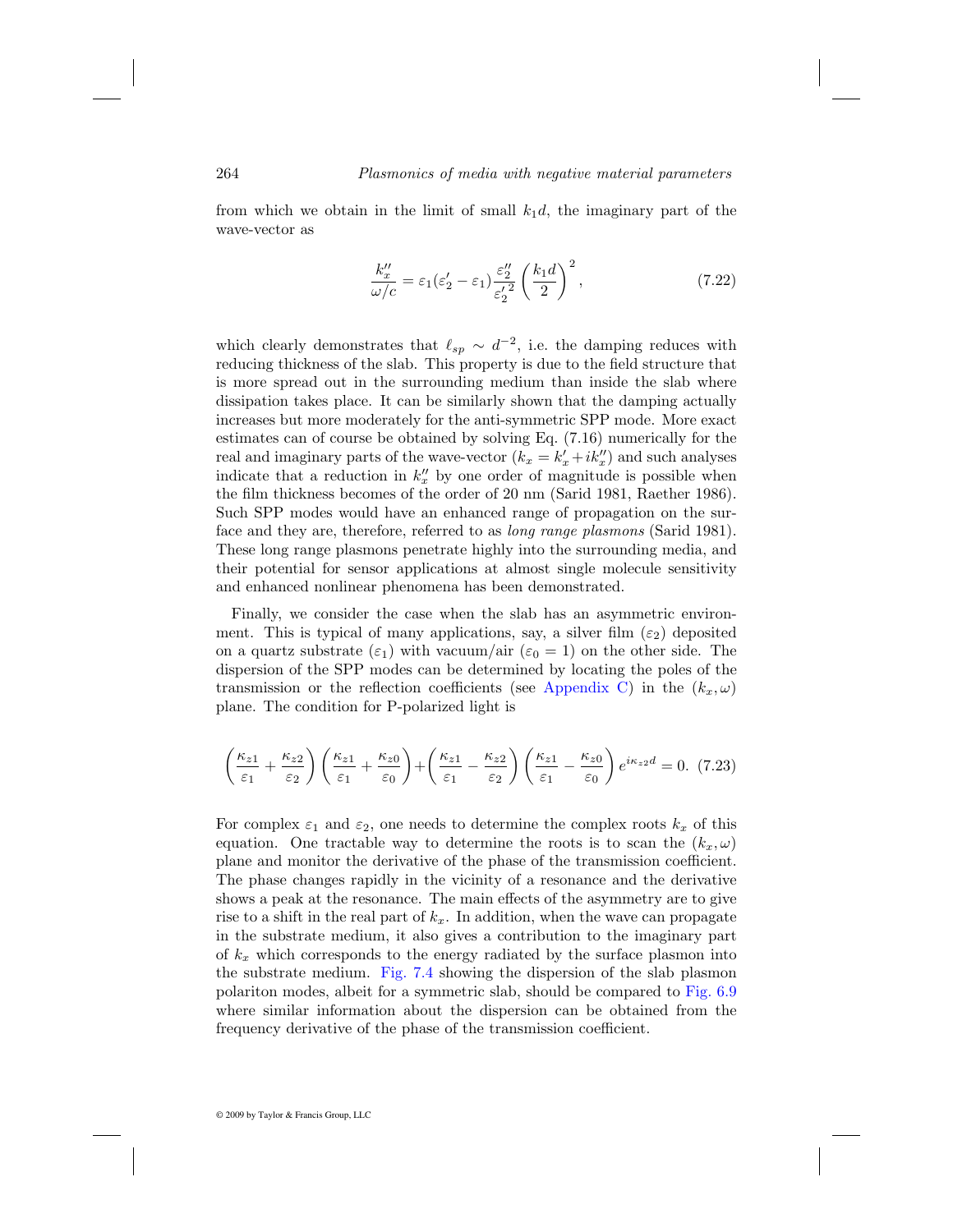from which we obtain in the limit of small $k_1 d$, the imaginary part of the wave-vector as

$$\frac{k_x''}{\omega/c} = \varepsilon_1(\varepsilon_2' - \varepsilon_1)\frac{\varepsilon_2''}{{\varepsilon_2'}^2}\left(\frac{k_1 d}{2}\right)^2, \tag{7.22}$$

which clearly demonstrates that $\ell_{sp} \sim d^{-2}$, i.e. the damping reduces with reducing thickness of the slab. This property is due to the field structure that is more spread out in the surrounding medium than inside the slab where dissipation takes place. It can be similarly shown that the damping actually increases but more moderately for the anti-symmetric SPP mode. More exact estimates can of course be obtained by solving Eq. (7.16) numerically for the real and imaginary parts of the wave-vector ($k_x = k_x' + ik_x''$) and such analyses indicate that a reduction in $k_x''$ by one order of magnitude is possible when the film thickness becomes of the order of 20 nm (Sarid 1981, Raether 1986). Such SPP modes would have an enhanced range of propagation on the surface and they are, therefore, referred to as *long range plasmons* (Sarid 1981). These long range plasmons penetrate highly into the surrounding media, and their potential for sensor applications at almost single molecule sensitivity and enhanced nonlinear phenomena has been demonstrated.

Finally, we consider the case when the slab has an asymmetric environment. This is typical of many applications, say, a silver film ($\varepsilon_2$) deposited on a quartz substrate ($\varepsilon_1$) with vacuum/air ($\varepsilon_0 = 1$) on the other side. The dispersion of the SPP modes can be determined by locating the poles of the transmission or the reflection coefficients (see Appendix C) in the $(k_x, \omega)$ plane. The condition for P-polarized light is

$$\left(\frac{\kappa_{z1}}{\varepsilon_1} + \frac{\kappa_{z2}}{\varepsilon_2}\right)\left(\frac{\kappa_{z1}}{\varepsilon_1} + \frac{\kappa_{z0}}{\varepsilon_0}\right) + \left(\frac{\kappa_{z1}}{\varepsilon_1} - \frac{\kappa_{z2}}{\varepsilon_2}\right)\left(\frac{\kappa_{z1}}{\varepsilon_1} - \frac{\kappa_{z0}}{\varepsilon_0}\right)e^{i\kappa_{z2}d} = 0. \tag{7.23}$$

For complex $\varepsilon_1$ and $\varepsilon_2$, one needs to determine the complex roots $k_x$ of this equation. One tractable way to determine the roots is to scan the $(k_x, \omega)$ plane and monitor the derivative of the phase of the transmission coefficient. The phase changes rapidly in the vicinity of a resonance and the derivative shows a peak at the resonance. The main effects of the asymmetry are to give rise to a shift in the real part of $k_x$. In addition, when the wave can propagate in the substrate medium, it also gives a contribution to the imaginary part of $k_x$ which corresponds to the energy radiated by the surface plasmon into the substrate medium. Fig. 7.4 showing the dispersion of the slab plasmon polariton modes, albeit for a symmetric slab, should be compared to Fig. 6.9 where similar information about the dispersion can be obtained from the frequency derivative of the phase of the transmission coefficient.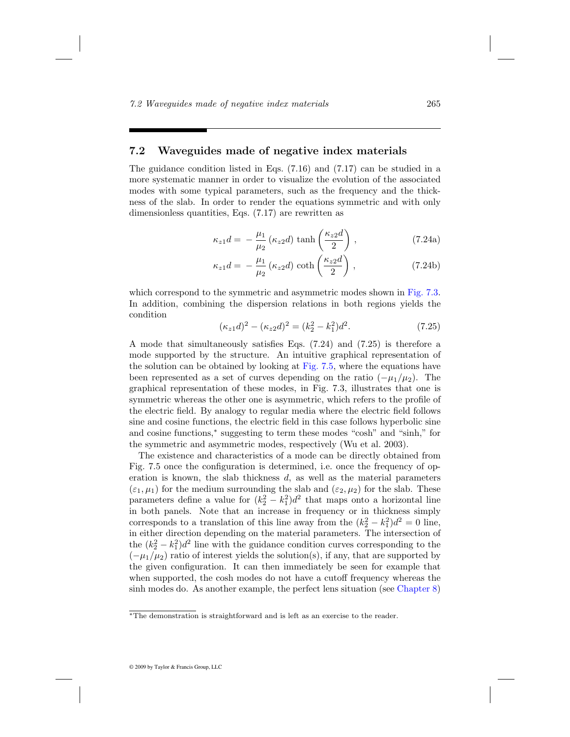## 7.2 Waveguides made of negative index materials

The guidance condition listed in Eqs. (7.16) and (7.17) can be studied in a more systematic manner in order to visualize the evolution of the associated modes with some typical parameters, such as the frequency and the thickness of the slab. In order to render the equations symmetric and with only dimensionless quantities, Eqs. (7.17) are rewritten as

$$\kappa_{z1}d = -\frac{\mu_1}{\mu_2}\left(\kappa_{z2}d\right)\tanh\left(\frac{\kappa_{z2}d}{2}\right), \tag{7.24a}$$

$$\kappa_{z1}d = -\frac{\mu_1}{\mu_2}\left(\kappa_{z2}d\right)\coth\left(\frac{\kappa_{z2}d}{2}\right), \tag{7.24b}$$

which correspond to the symmetric and asymmetric modes shown in Fig. 7.3. In addition, combining the dispersion relations in both regions yields the condition

$$(\kappa_{z1}d)^2 - (\kappa_{z2}d)^2 = (k_2^2 - k_1^2)d^2. \tag{7.25}$$

A mode that simultaneously satisfies Eqs. (7.24) and (7.25) is therefore a mode supported by the structure. An intuitive graphical representation of the solution can be obtained by looking at Fig. 7.5, where the equations have been represented as a set of curves depending on the ratio $(-\mu_1/\mu_2)$. The graphical representation of these modes, in Fig. 7.3, illustrates that one is symmetric whereas the other one is asymmetric, which refers to the profile of the electric field. By analogy to regular media where the electric field follows sine and cosine functions, the electric field in this case follows hyperbolic sine and cosine functions,* suggesting to term these modes "cosh" and "sinh," for the symmetric and asymmetric modes, respectively (Wu et al. 2003).

The existence and characteristics of a mode can be directly obtained from Fig. 7.5 once the configuration is determined, i.e. once the frequency of operation is known, the slab thickness $d$, as well as the material parameters $(\varepsilon_1, \mu_1)$ for the medium surrounding the slab and $(\varepsilon_2, \mu_2)$ for the slab. These parameters define a value for $(k_2^2 - k_1^2)d^2$ that maps onto a horizontal line in both panels. Note that an increase in frequency or in thickness simply corresponds to a translation of this line away from the $(k_2^2 - k_1^2)d^2 = 0$ line, in either direction depending on the material parameters. The intersection of the $(k_2^2 - k_1^2)d^2$ line with the guidance condition curves corresponding to the $(-\mu_1/\mu_2)$ ratio of interest yields the solution(s), if any, that are supported by the given configuration. It can then immediately be seen for example that when supported, the cosh modes do not have a cutoff frequency whereas the sinh modes do. As another example, the perfect lens situation (see Chapter 8)

*The demonstration is straightforward and is left as an exercise to the reader.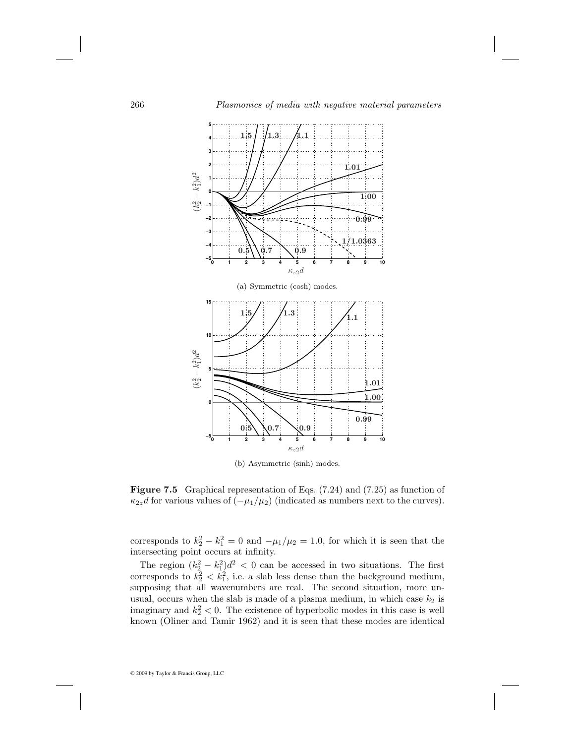(a) Symmetric (cosh) modes.

(b) Asymmetric (sinh) modes.

**Figure 7.5** Graphical representation of Eqs. (7.24) and (7.25) as function of $\kappa_{z2}d$ for various values of $(-\mu_1/\mu_2)$ (indicated as numbers next to the curves).

corresponds to $k_2^2 - k_1^2 = 0$ and $-\mu_1/\mu_2 = 1.0$, for which it is seen that the intersecting point occurs at infinity.

The region $(k_2^2 - k_1^2)d^2 < 0$ can be accessed in two situations. The first corresponds to $k_2^2 < k_1^2$, i.e. a slab less dense than the background medium, supposing that all wavenumbers are real. The second situation, more unusual, occurs when the slab is made of a plasma medium, in which case $k_2$ is imaginary and $k_2^2 < 0$. The existence of hyperbolic modes in this case is well known (Oliner and Tamir 1962) and it is seen that these modes are identical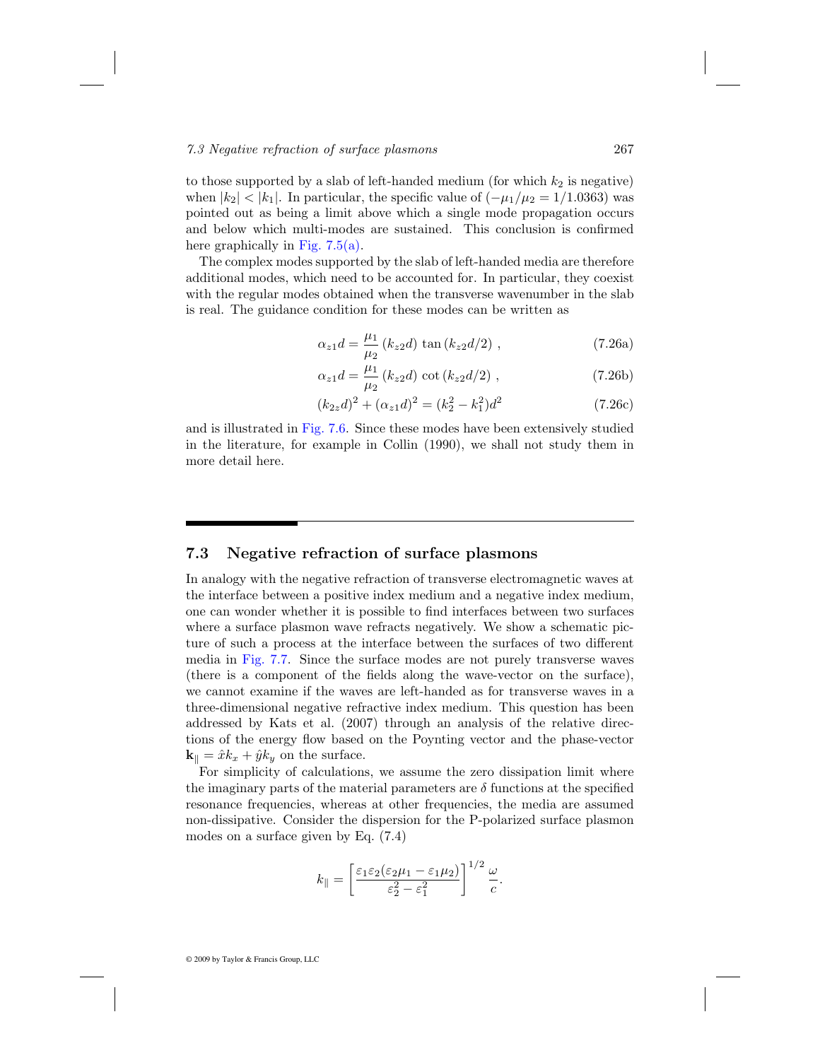to those supported by a slab of left-handed medium (for which $k_2$ is negative) when $|k_2| < |k_1|$. In particular, the specific value of $(-\mu_1/\mu_2 = 1/1.0363)$ was pointed out as being a limit above which a single mode propagation occurs and below which multi-modes are sustained. This conclusion is confirmed here graphically in Fig. 7.5(a).

The complex modes supported by the slab of left-handed media are therefore additional modes, which need to be accounted for. In particular, they coexist with the regular modes obtained when the transverse wavenumber in the slab is real. The guidance condition for these modes can be written as

$$\alpha_{z1} d = \frac{\mu_1}{\mu_2} (k_{z2} d) \tan (k_{z2} d/2) \ , \tag{7.26a}$$

$$\alpha_{z1} d = \frac{\mu_1}{\mu_2} (k_{z2} d) \cot (k_{z2} d/2) \ , \tag{7.26b}$$

$$(k_{2z} d)^2 + (\alpha_{z1} d)^2 = (k_2^2 - k_1^2) d^2 \tag{7.26c}$$

and is illustrated in Fig. 7.6. Since these modes have been extensively studied in the literature, for example in Collin (1990), we shall not study them in more detail here.

## 7.3 Negative refraction of surface plasmons

In analogy with the negative refraction of transverse electromagnetic waves at the interface between a positive index medium and a negative index medium, one can wonder whether it is possible to find interfaces between two surfaces where a surface plasmon wave refracts negatively. We show a schematic picture of such a process at the interface between the surfaces of two different media in Fig. 7.7. Since the surface modes are not purely transverse waves (there is a component of the fields along the wave-vector on the surface), we cannot examine if the waves are left-handed as for transverse waves in a three-dimensional negative refractive index medium. This question has been addressed by Kats et al. (2007) through an analysis of the relative directions of the energy flow based on the Poynting vector and the phase-vector $\mathbf{k}_{\parallel} = \hat{x} k_x + \hat{y} k_y$ on the surface.

For simplicity of calculations, we assume the zero dissipation limit where the imaginary parts of the material parameters are $\delta$ functions at the specified resonance frequencies, whereas at other frequencies, the media are assumed non-dissipative. Consider the dispersion for the P-polarized surface plasmon modes on a surface given by Eq. (7.4)

$$k_{\parallel} = \left[ \frac{\varepsilon_1 \varepsilon_2 (\varepsilon_2 \mu_1 - \varepsilon_1 \mu_2)}{\varepsilon_2^2 - \varepsilon_1^2} \right]^{1/2} \frac{\omega}{c}.$$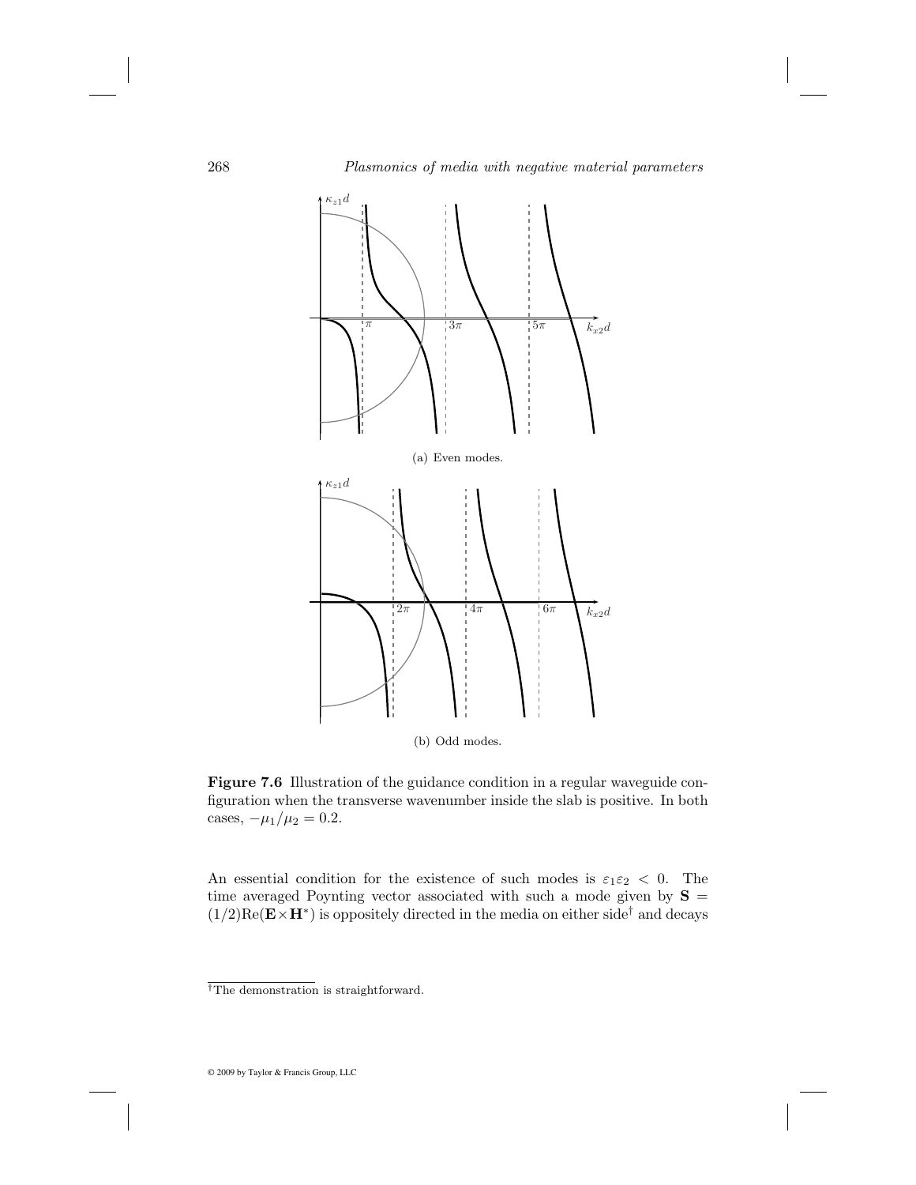(a) Even modes.

(b) Odd modes.

**Figure 7.6** Illustration of the guidance condition in a regular waveguide configuration when the transverse wavenumber inside the slab is positive. In both cases, $-\mu_1/\mu_2 = 0.2$.

An essential condition for the existence of such modes is $\varepsilon_1\varepsilon_2 < 0$. The time averaged Poynting vector associated with such a mode given by $\mathbf{S} = (1/2)\mathrm{Re}(\mathbf{E}\times\mathbf{H}^*)$ is oppositely directed in the media on either side† and decays

†The demonstration is straightforward.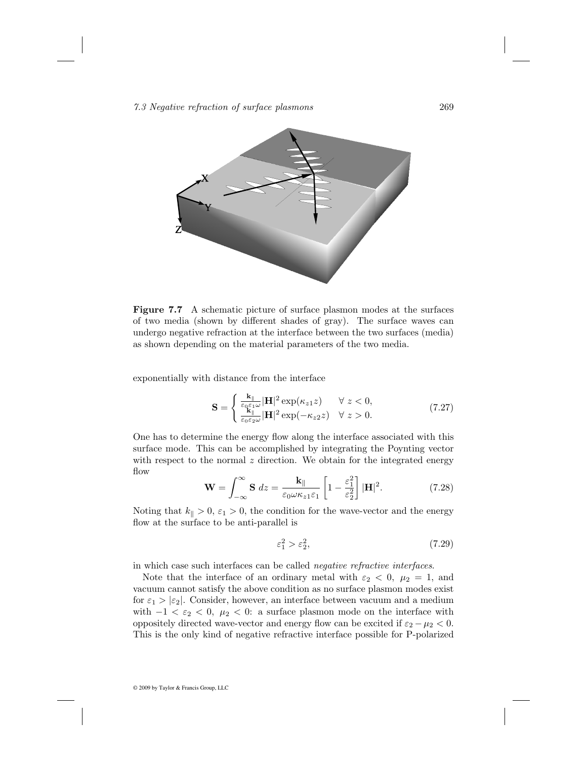**Figure 7.7** A schematic picture of surface plasmon modes at the surfaces of two media (shown by different shades of gray). The surface waves can undergo negative refraction at the interface between the two surfaces (media) as shown depending on the material parameters of the two media.

exponentially with distance from the interface

$$\mathbf{S} = \begin{cases} \frac{\mathbf{k}_\parallel}{\varepsilon_0 \varepsilon_1 \omega} |\mathbf{H}|^2 \exp(\kappa_{z1} z) & \forall\ z < 0, \\ \frac{\mathbf{k}_\parallel}{\varepsilon_0 \varepsilon_2 \omega} |\mathbf{H}|^2 \exp(-\kappa_{z2} z) & \forall\ z > 0. \end{cases} \tag{7.27}$$

One has to determine the energy flow along the interface associated with this surface mode. This can be accomplished by integrating the Poynting vector with respect to the normal $z$ direction. We obtain for the integrated energy flow

$$\mathbf{W} = \int_{-\infty}^{\infty} \mathbf{S}\ dz = \frac{\mathbf{k}_\parallel}{\varepsilon_0 \omega \kappa_{z1} \varepsilon_1} \left[ 1 - \frac{\varepsilon_1^2}{\varepsilon_2^2} \right] |\mathbf{H}|^2. \tag{7.28}$$

Noting that $k_\parallel > 0$, $\varepsilon_1 > 0$, the condition for the wave-vector and the energy flow at the surface to be anti-parallel is

$$\varepsilon_1^2 > \varepsilon_2^2, \tag{7.29}$$

in which case such interfaces can be called *negative refractive interfaces*.

Note that the interface of an ordinary metal with $\varepsilon_2 < 0$, $\mu_2 = 1$, and vacuum cannot satisfy the above condition as no surface plasmon modes exist for $\varepsilon_1 > |\varepsilon_2|$. Consider, however, an interface between vacuum and a medium with $-1 < \varepsilon_2 < 0$, $\mu_2 < 0$: a surface plasmon mode on the interface with oppositely directed wave-vector and energy flow can be excited if $\varepsilon_2 - \mu_2 < 0$. This is the only kind of negative refractive interface possible for P-polarized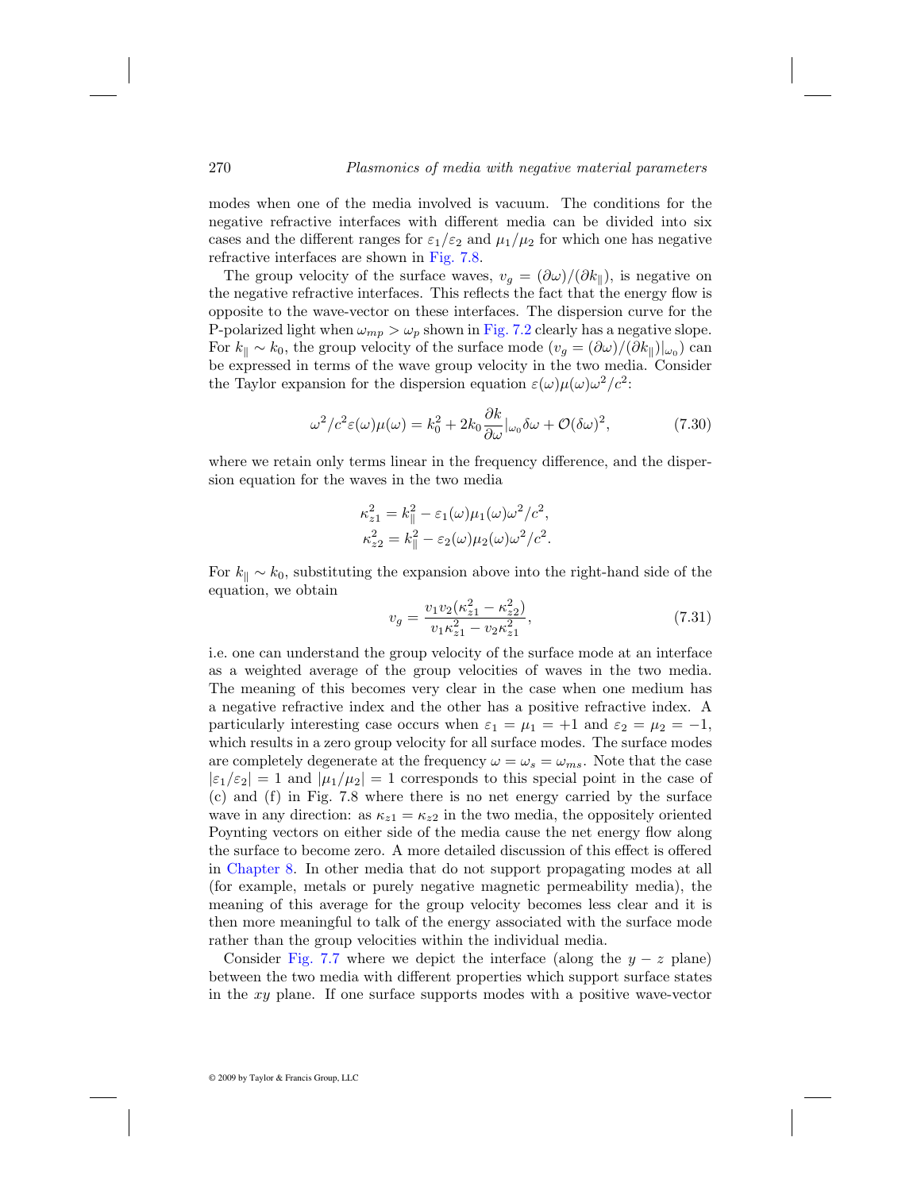modes when one of the media involved is vacuum. The conditions for the negative refractive interfaces with different media can be divided into six cases and the different ranges for $\varepsilon_1/\varepsilon_2$ and $\mu_1/\mu_2$ for which one has negative refractive interfaces are shown in Fig. 7.8.

The group velocity of the surface waves, $v_g = (\partial\omega)/(\partial k_{\|})$, is negative on the negative refractive interfaces. This reflects the fact that the energy flow is opposite to the wave-vector on these interfaces. The dispersion curve for the P-polarized light when $\omega_{mp} > \omega_p$ shown in Fig. 7.2 clearly has a negative slope. For $k_{\|} \sim k_0$, the group velocity of the surface mode ($v_g = (\partial\omega)/(\partial k_{\|})|_{\omega_0}$) can be expressed in terms of the wave group velocity in the two media. Consider the Taylor expansion for the dispersion equation $\varepsilon(\omega)\mu(\omega)\omega^2/c^2$:

$$\omega^2/c^2\varepsilon(\omega)\mu(\omega) = k_0^2 + 2k_0\frac{\partial k}{\partial \omega}|_{\omega_0}\delta\omega + \mathcal{O}(\delta\omega)^2, \tag{7.30}$$

where we retain only terms linear in the frequency difference, and the dispersion equation for the waves in the two media

$$\kappa_{z1}^2 = k_{\|}^2 - \varepsilon_1(\omega)\mu_1(\omega)\omega^2/c^2,$$
$$\kappa_{z2}^2 = k_{\|}^2 - \varepsilon_2(\omega)\mu_2(\omega)\omega^2/c^2.$$

For $k_{\|} \sim k_0$, substituting the expansion above into the right-hand side of the equation, we obtain

$$v_g = \frac{v_1 v_2(\kappa_{z1}^2 - \kappa_{z2}^2)}{v_1\kappa_{z1}^2 - v_2\kappa_{z1}^2}, \tag{7.31}$$

i.e. one can understand the group velocity of the surface mode at an interface as a weighted average of the group velocities of waves in the two media. The meaning of this becomes very clear in the case when one medium has a negative refractive index and the other has a positive refractive index. A particularly interesting case occurs when $\varepsilon_1 = \mu_1 = +1$ and $\varepsilon_2 = \mu_2 = -1$, which results in a zero group velocity for all surface modes. The surface modes are completely degenerate at the frequency $\omega = \omega_s = \omega_{ms}$. Note that the case $|\varepsilon_1/\varepsilon_2| = 1$ and $|\mu_1/\mu_2| = 1$ corresponds to this special point in the case of (c) and (f) in Fig. 7.8 where there is no net energy carried by the surface wave in any direction: as $\kappa_{z1} = \kappa_{z2}$ in the two media, the oppositely oriented Poynting vectors on either side of the media cause the net energy flow along the surface to become zero. A more detailed discussion of this effect is offered in Chapter 8. In other media that do not support propagating modes at all (for example, metals or purely negative magnetic permeability media), the meaning of this average for the group velocity becomes less clear and it is then more meaningful to talk of the energy associated with the surface mode rather than the group velocities within the individual media.

Consider Fig. 7.7 where we depict the interface (along the $y-z$ plane) between the two media with different properties which support surface states in the $xy$ plane. If one surface supports modes with a positive wave-vector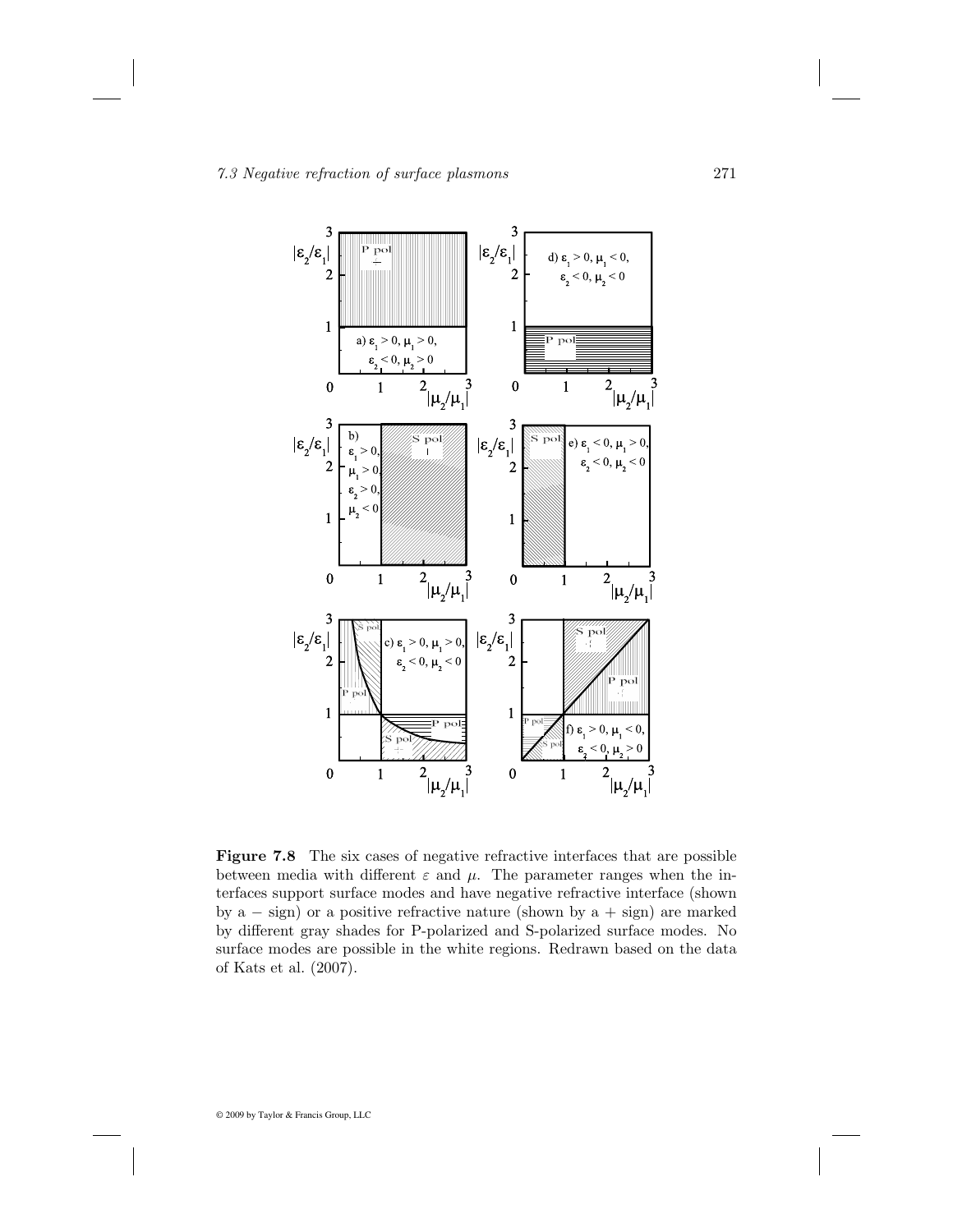**Figure 7.8** The six cases of negative refractive interfaces that are possible between media with different $\varepsilon$ and $\mu$. The parameter ranges when the interfaces support surface modes and have negative refractive interface (shown by a $-$ sign) or a positive refractive nature (shown by a $+$ sign) are marked by different gray shades for P-polarized and S-polarized surface modes. No surface modes are possible in the white regions. Redrawn based on the data of Kats et al. (2007).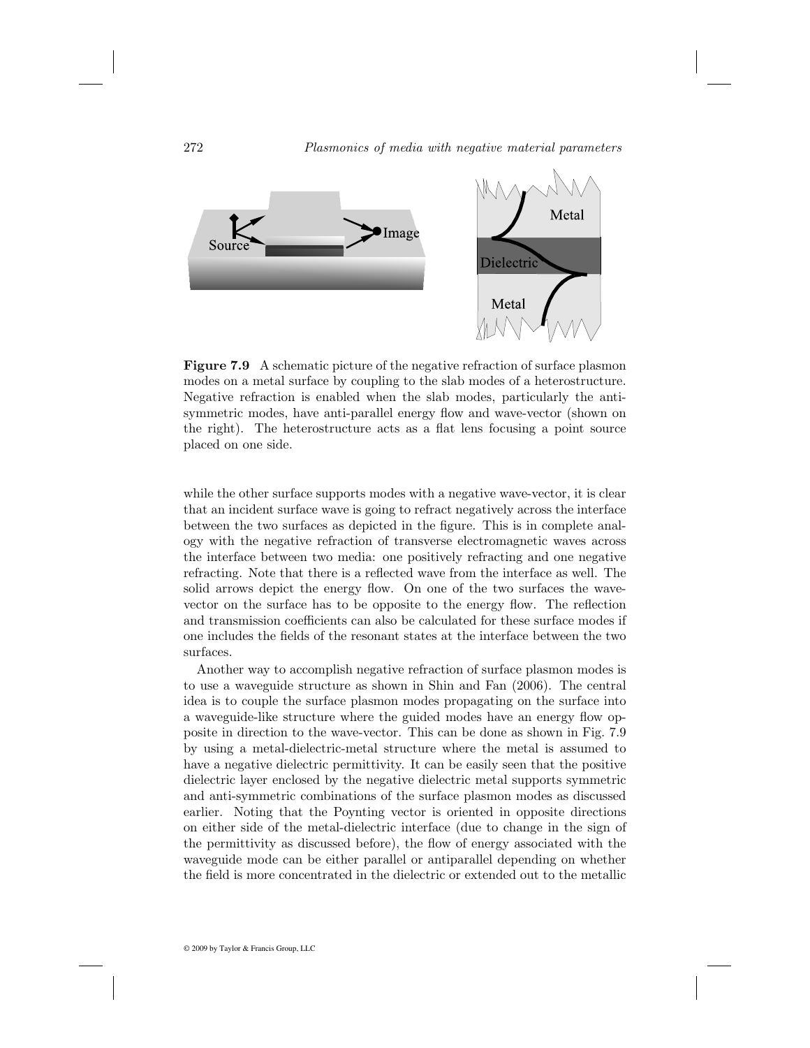**Figure 7.9** A schematic picture of the negative refraction of surface plasmon modes on a metal surface by coupling to the slab modes of a heterostructure. Negative refraction is enabled when the slab modes, particularly the anti-symmetric modes, have anti-parallel energy flow and wave-vector (shown on the right). The heterostructure acts as a flat lens focusing a point source placed on one side.

while the other surface supports modes with a negative wave-vector, it is clear that an incident surface wave is going to refract negatively across the interface between the two surfaces as depicted in the figure. This is in complete analogy with the negative refraction of transverse electromagnetic waves across the interface between two media: one positively refracting and one negative refracting. Note that there is a reflected wave from the interface as well. The solid arrows depict the energy flow. On one of the two surfaces the wave-vector on the surface has to be opposite to the energy flow. The reflection and transmission coefficients can also be calculated for these surface modes if one includes the fields of the resonant states at the interface between the two surfaces.

Another way to accomplish negative refraction of surface plasmon modes is to use a waveguide structure as shown in Shin and Fan (2006). The central idea is to couple the surface plasmon modes propagating on the surface into a waveguide-like structure where the guided modes have an energy flow opposite in direction to the wave-vector. This can be done as shown in Fig. 7.9 by using a metal-dielectric-metal structure where the metal is assumed to have a negative dielectric permittivity. It can be easily seen that the positive dielectric layer enclosed by the negative dielectric metal supports symmetric and anti-symmetric combinations of the surface plasmon modes as discussed earlier. Noting that the Poynting vector is oriented in opposite directions on either side of the metal-dielectric interface (due to change in the sign of the permittivity as discussed before), the flow of energy associated with the waveguide mode can be either parallel or antiparallel depending on whether the field is more concentrated in the dielectric or extended out to the metallic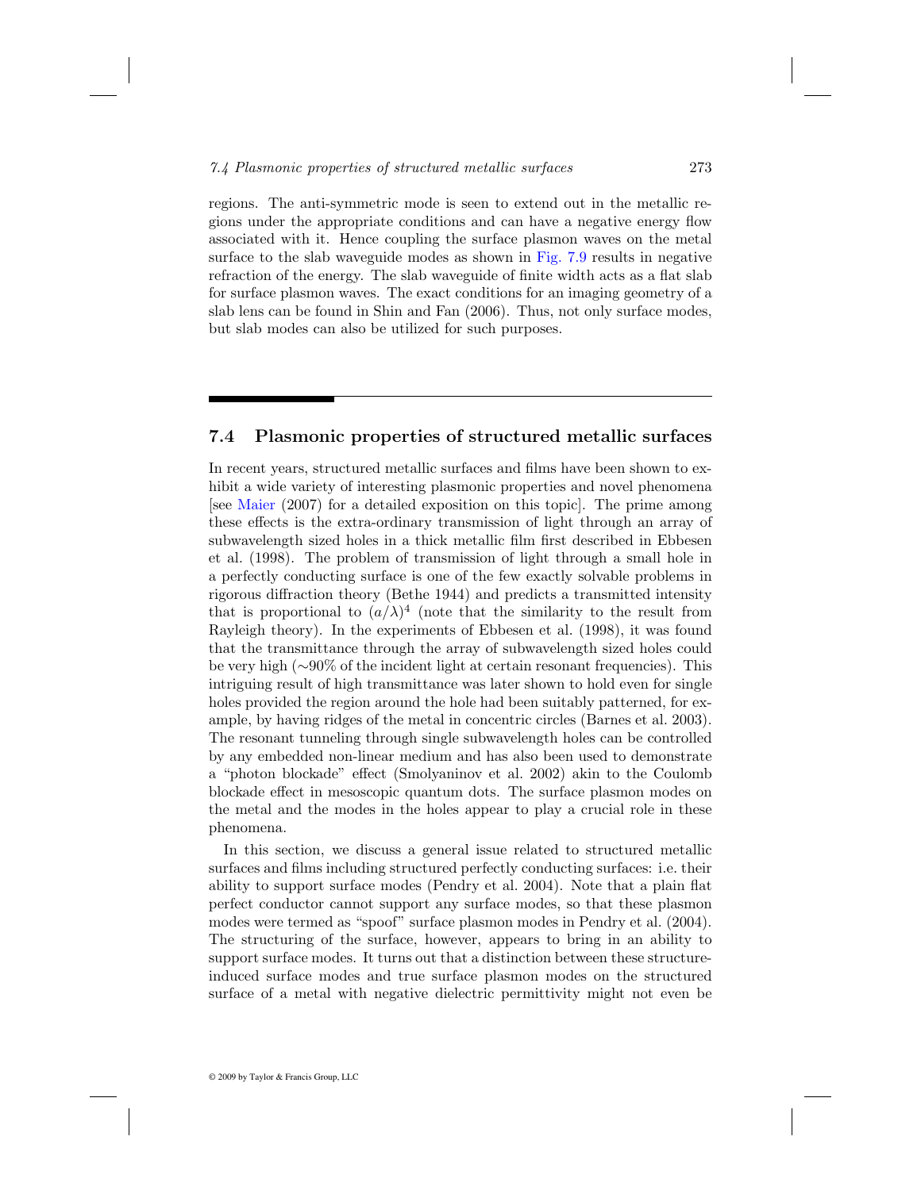regions. The anti-symmetric mode is seen to extend out in the metallic regions under the appropriate conditions and can have a negative energy flow associated with it. Hence coupling the surface plasmon waves on the metal surface to the slab waveguide modes as shown in Fig. 7.9 results in negative refraction of the energy. The slab waveguide of finite width acts as a flat slab for surface plasmon waves. The exact conditions for an imaging geometry of a slab lens can be found in Shin and Fan (2006). Thus, not only surface modes, but slab modes can also be utilized for such purposes.

## 7.4 Plasmonic properties of structured metallic surfaces

In recent years, structured metallic surfaces and films have been shown to exhibit a wide variety of interesting plasmonic properties and novel phenomena [see Maier (2007) for a detailed exposition on this topic]. The prime among these effects is the extra-ordinary transmission of light through an array of subwavelength sized holes in a thick metallic film first described in Ebbesen et al. (1998). The problem of transmission of light through a small hole in a perfectly conducting surface is one of the few exactly solvable problems in rigorous diffraction theory (Bethe 1944) and predicts a transmitted intensity that is proportional to $(a/\lambda)^4$ (note that the similarity to the result from Rayleigh theory). In the experiments of Ebbesen et al. (1998), it was found that the transmittance through the array of subwavelength sized holes could be very high (∼90% of the incident light at certain resonant frequencies). This intriguing result of high transmittance was later shown to hold even for single holes provided the region around the hole had been suitably patterned, for example, by having ridges of the metal in concentric circles (Barnes et al. 2003). The resonant tunneling through single subwavelength holes can be controlled by any embedded non-linear medium and has also been used to demonstrate a "photon blockade" effect (Smolyaninov et al. 2002) akin to the Coulomb blockade effect in mesoscopic quantum dots. The surface plasmon modes on the metal and the modes in the holes appear to play a crucial role in these phenomena.

In this section, we discuss a general issue related to structured metallic surfaces and films including structured perfectly conducting surfaces: i.e. their ability to support surface modes (Pendry et al. 2004). Note that a plain flat perfect conductor cannot support any surface modes, so that these plasmon modes were termed as "spoof" surface plasmon modes in Pendry et al. (2004). The structuring of the surface, however, appears to bring in an ability to support surface modes. It turns out that a distinction between these structure-induced surface modes and true surface plasmon modes on the structured surface of a metal with negative dielectric permittivity might not even be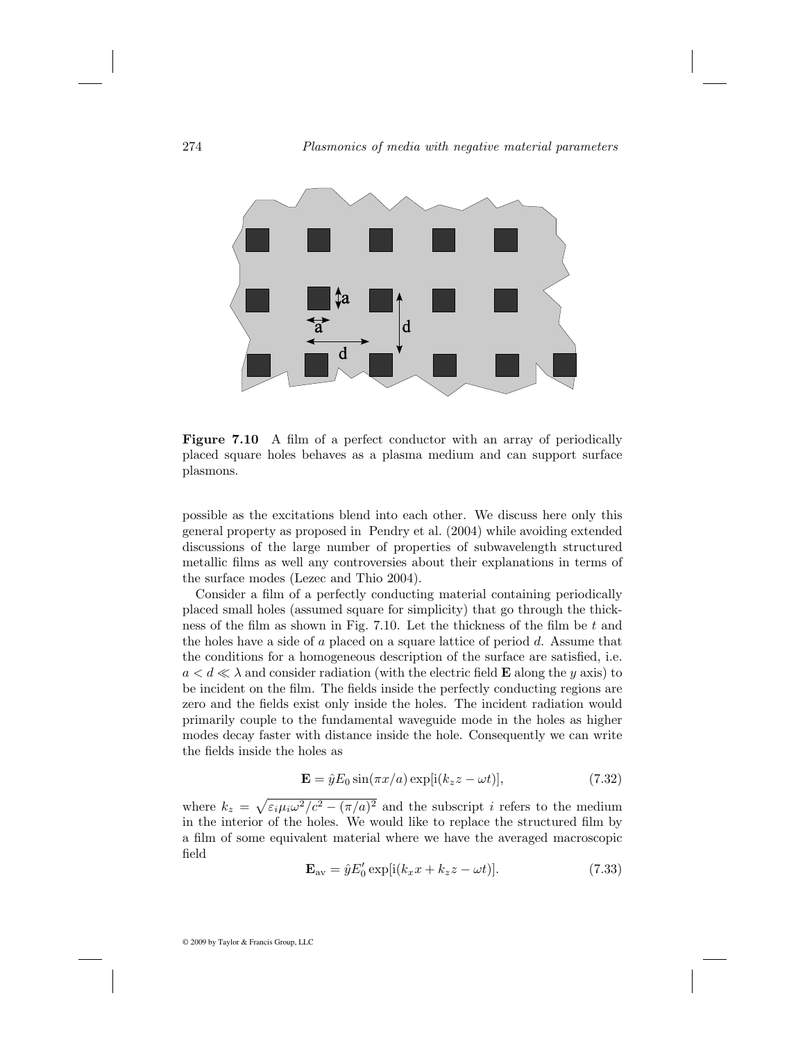**Figure 7.10** A film of a perfect conductor with an array of periodically placed square holes behaves as a plasma medium and can support surface plasmons.

possible as the excitations blend into each other. We discuss here only this general property as proposed in Pendry et al. (2004) while avoiding extended discussions of the large number of properties of subwavelength structured metallic films as well any controversies about their explanations in terms of the surface modes (Lezec and Thio 2004).

Consider a film of a perfectly conducting material containing periodically placed small holes (assumed square for simplicity) that go through the thickness of the film as shown in Fig. 7.10. Let the thickness of the film be $t$ and the holes have a side of $a$ placed on a square lattice of period $d$. Assume that the conditions for a homogeneous description of the surface are satisfied, i.e. $a < d \ll \lambda$ and consider radiation (with the electric field $\mathbf{E}$ along the $y$ axis) to be incident on the film. The fields inside the perfectly conducting regions are zero and the fields exist only inside the holes. The incident radiation would primarily couple to the fundamental waveguide mode in the holes as higher modes decay faster with distance inside the hole. Consequently we can write the fields inside the holes as

$$\mathbf{E} = \hat{y} E_0 \sin(\pi x/a) \exp[\mathrm{i}(k_z z - \omega t)], \tag{7.32}$$

where $k_z = \sqrt{\varepsilon_i \mu_i \omega^2/c^2 - (\pi/a)^2}$ and the subscript $i$ refers to the medium in the interior of the holes. We would like to replace the structured film by a film of some equivalent material where we have the averaged macroscopic field

$$\mathbf{E}_{\mathrm{av}} = \hat{y} E_0' \exp[\mathrm{i}(k_x x + k_z z - \omega t)]. \tag{7.33}$$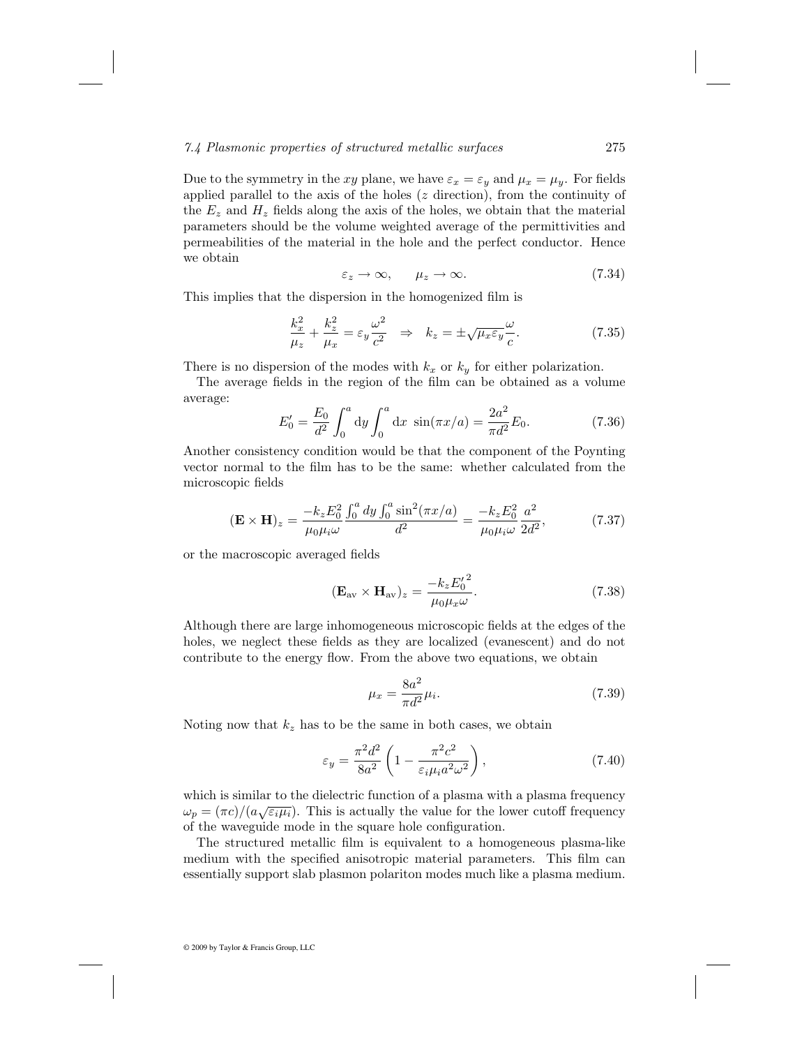Due to the symmetry in the $xy$ plane, we have $\varepsilon_x = \varepsilon_y$ and $\mu_x = \mu_y$. For fields applied parallel to the axis of the holes ($z$ direction), from the continuity of the $E_z$ and $H_z$ fields along the axis of the holes, we obtain that the material parameters should be the volume weighted average of the permittivities and permeabilities of the material in the hole and the perfect conductor. Hence we obtain

$$\varepsilon_z \to \infty, \qquad \mu_z \to \infty. \tag{7.34}$$

This implies that the dispersion in the homogenized film is

$$\frac{k_x^2}{\mu_z} + \frac{k_z^2}{\mu_x} = \varepsilon_y \frac{\omega^2}{c^2} \quad \Rightarrow \quad k_z = \pm\sqrt{\mu_x \varepsilon_y}\frac{\omega}{c}. \tag{7.35}$$

There is no dispersion of the modes with $k_x$ or $k_y$ for either polarization.

The average fields in the region of the film can be obtained as a volume average:

$$E_0' = \frac{E_0}{d^2}\int_0^a \mathrm{d}y \int_0^a \mathrm{d}x \ \sin(\pi x/a) = \frac{2a^2}{\pi d^2}E_0. \tag{7.36}$$

Another consistency condition would be that the component of the Poynting vector normal to the film has to be the same: whether calculated from the microscopic fields

$$(\mathbf{E}\times\mathbf{H})_z = \frac{-k_z E_0^2}{\mu_0 \mu_i \omega}\frac{\int_0^a dy \int_0^a \sin^2(\pi x/a)}{d^2} = \frac{-k_z E_0^2}{\mu_0 \mu_i \omega}\frac{a^2}{2d^2}, \tag{7.37}$$

or the macroscopic averaged fields

$$(\mathbf{E}_{\mathrm{av}}\times\mathbf{H}_{\mathrm{av}})_z = \frac{-k_z {E_0'}^2}{\mu_0 \mu_x \omega}. \tag{7.38}$$

Although there are large inhomogeneous microscopic fields at the edges of the holes, we neglect these fields as they are localized (evanescent) and do not contribute to the energy flow. From the above two equations, we obtain

$$\mu_x = \frac{8a^2}{\pi d^2}\mu_i. \tag{7.39}$$

Noting now that $k_z$ has to be the same in both cases, we obtain

$$\varepsilon_y = \frac{\pi^2 d^2}{8a^2}\left(1 - \frac{\pi^2 c^2}{\varepsilon_i \mu_i a^2 \omega^2}\right), \tag{7.40}$$

which is similar to the dielectric function of a plasma with a plasma frequency $\omega_p = (\pi c)/(a\sqrt{\varepsilon_i \mu_i})$. This is actually the value for the lower cutoff frequency of the waveguide mode in the square hole configuration.

The structured metallic film is equivalent to a homogeneous plasma-like medium with the specified anisotropic material parameters. This film can essentially support slab plasmon polariton modes much like a plasma medium.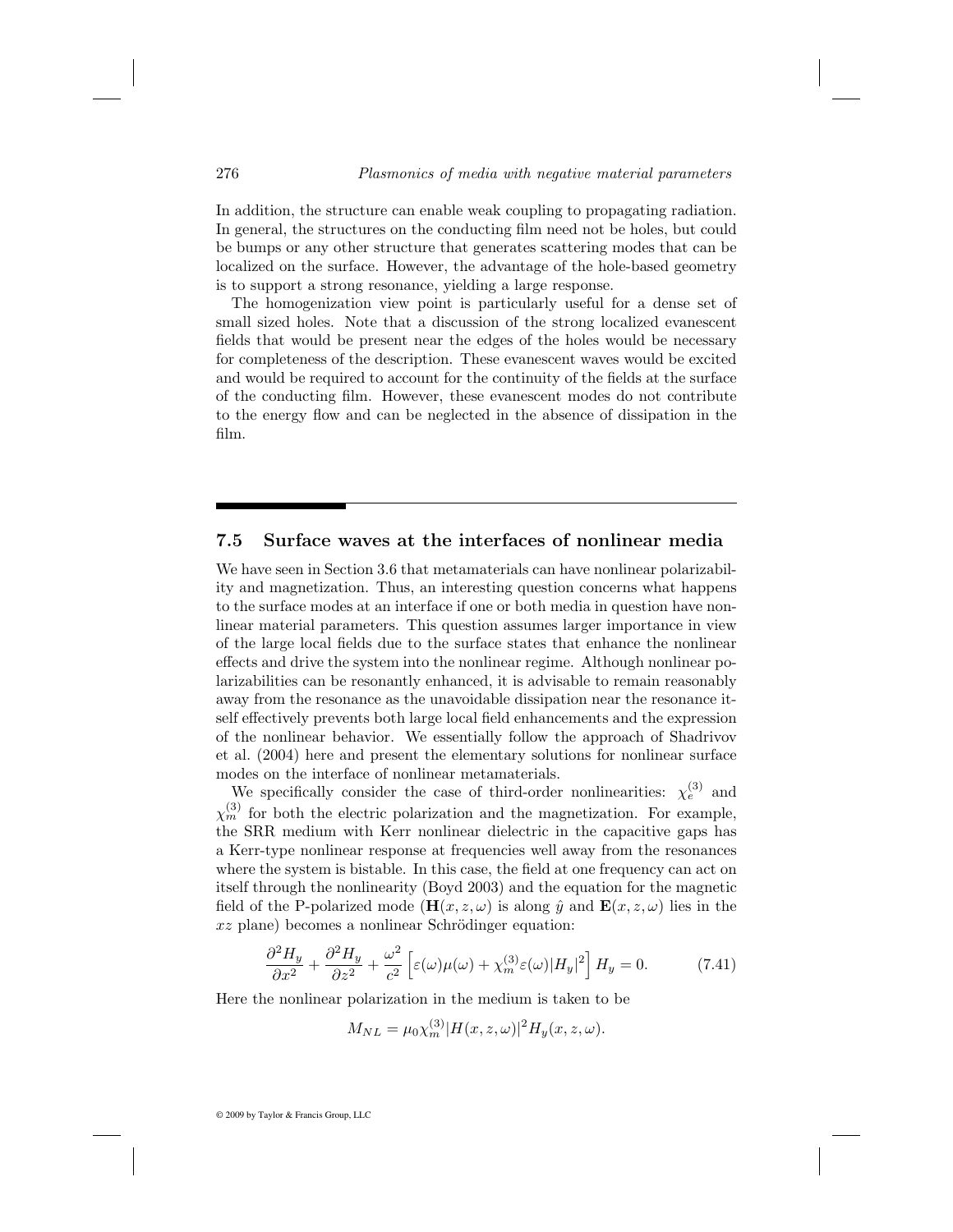In addition, the structure can enable weak coupling to propagating radiation. In general, the structures on the conducting film need not be holes, but could be bumps or any other structure that generates scattering modes that can be localized on the surface. However, the advantage of the hole-based geometry is to support a strong resonance, yielding a large response.

The homogenization view point is particularly useful for a dense set of small sized holes. Note that a discussion of the strong localized evanescent fields that would be present near the edges of the holes would be necessary for completeness of the description. These evanescent waves would be excited and would be required to account for the continuity of the fields at the surface of the conducting film. However, these evanescent modes do not contribute to the energy flow and can be neglected in the absence of dissipation in the film.

## 7.5 Surface waves at the interfaces of nonlinear media

We have seen in Section 3.6 that metamaterials can have nonlinear polarizability and magnetization. Thus, an interesting question concerns what happens to the surface modes at an interface if one or both media in question have nonlinear material parameters. This question assumes larger importance in view of the large local fields due to the surface states that enhance the nonlinear effects and drive the system into the nonlinear regime. Although nonlinear polarizabilities can be resonantly enhanced, it is advisable to remain reasonably away from the resonance as the unavoidable dissipation near the resonance itself effectively prevents both large local field enhancements and the expression of the nonlinear behavior. We essentially follow the approach of Shadrivov et al. (2004) here and present the elementary solutions for nonlinear surface modes on the interface of nonlinear metamaterials.

We specifically consider the case of third-order nonlinearities: $\chi_e^{(3)}$ and $\chi_m^{(3)}$ for both the electric polarization and the magnetization. For example, the SRR medium with Kerr nonlinear dielectric in the capacitive gaps has a Kerr-type nonlinear response at frequencies well away from the resonances where the system is bistable. In this case, the field at one frequency can act on itself through the nonlinearity (Boyd 2003) and the equation for the magnetic field of the P-polarized mode ($\mathbf{H}(x, z, \omega)$ is along $\hat{y}$ and $\mathbf{E}(x, z, \omega)$ lies in the $xz$ plane) becomes a nonlinear Schrödinger equation:

$$\frac{\partial^2 H_y}{\partial x^2} + \frac{\partial^2 H_y}{\partial z^2} + \frac{\omega^2}{c^2}\left[\varepsilon(\omega)\mu(\omega) + \chi_m^{(3)}\varepsilon(\omega)|H_y|^2\right]H_y = 0. \tag{7.41}$$

Here the nonlinear polarization in the medium is taken to be

$$M_{NL} = \mu_0 \chi_m^{(3)} |H(x, z, \omega)|^2 H_y(x, z, \omega).$$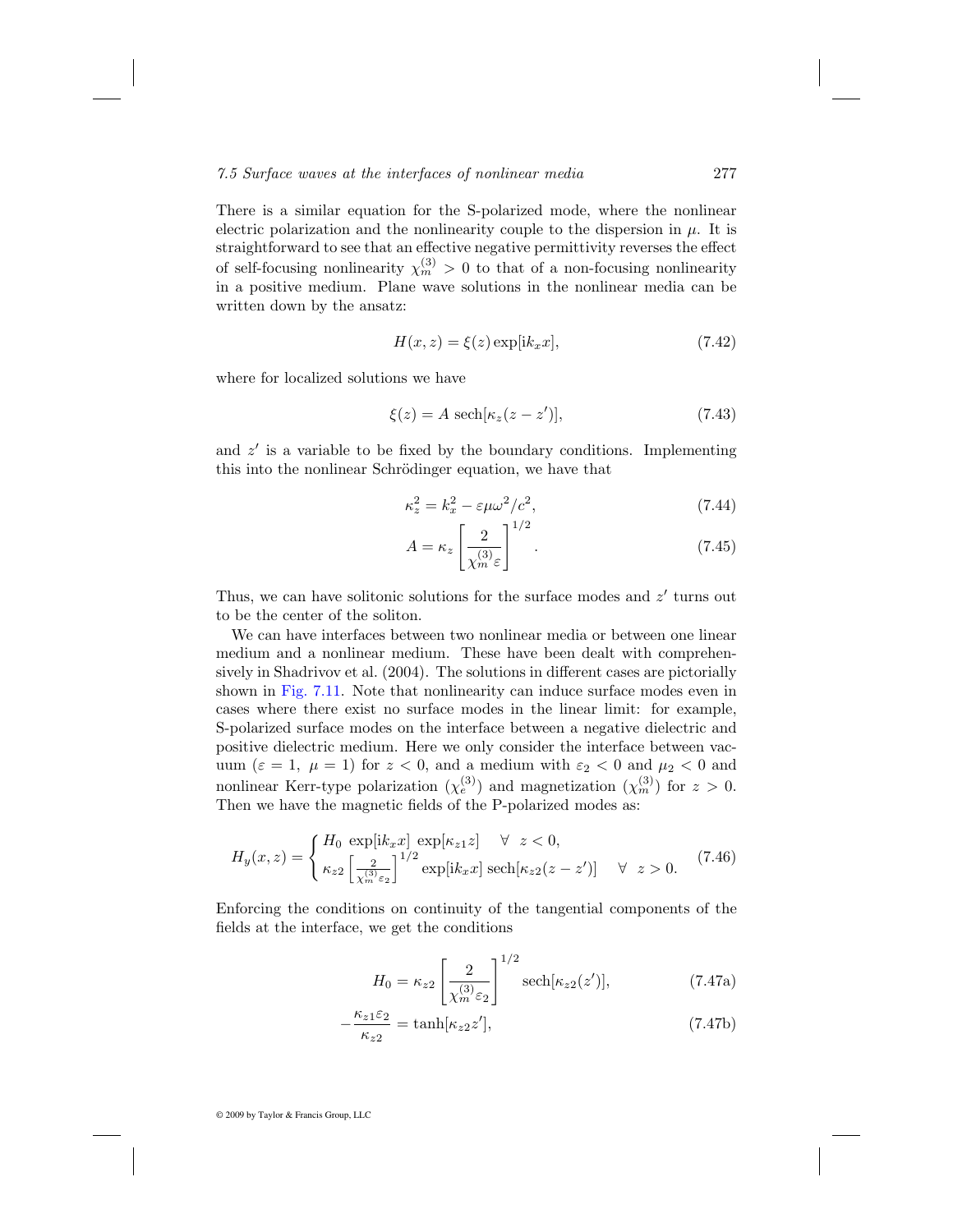There is a similar equation for the S-polarized mode, where the nonlinear electric polarization and the nonlinearity couple to the dispersion in $\mu$. It is straightforward to see that an effective negative permittivity reverses the effect of self-focusing nonlinearity $\chi_m^{(3)} > 0$ to that of a non-focusing nonlinearity in a positive medium. Plane wave solutions in the nonlinear media can be written down by the ansatz:

$$H(x,z) = \xi(z) \exp[\mathrm{i}k_x x], \tag{7.42}$$

where for localized solutions we have

$$\xi(z) = A \,\mathrm{sech}[\kappa_z(z - z')], \tag{7.43}$$

and $z'$ is a variable to be fixed by the boundary conditions. Implementing this into the nonlinear Schrödinger equation, we have that

$$\kappa_z^2 = k_x^2 - \varepsilon\mu\omega^2/c^2, \tag{7.44}$$

$$A = \kappa_z \left[\frac{2}{\chi_m^{(3)}\varepsilon}\right]^{1/2}. \tag{7.45}$$

Thus, we can have solitonic solutions for the surface modes and $z'$ turns out to be the center of the soliton.

We can have interfaces between two nonlinear media or between one linear medium and a nonlinear medium. These have been dealt with comprehensively in Shadrivov et al. (2004). The solutions in different cases are pictorially shown in Fig. 7.11. Note that nonlinearity can induce surface modes even in cases where there exist no surface modes in the linear limit: for example, S-polarized surface modes on the interface between a negative dielectric and positive dielectric medium. Here we only consider the interface between vacuum ($\varepsilon = 1,\ \mu = 1$) for $z < 0$, and a medium with $\varepsilon_2 < 0$ and $\mu_2 < 0$ and nonlinear Kerr-type polarization ($\chi_e^{(3)}$) and magnetization ($\chi_m^{(3)}$) for $z > 0$. Then we have the magnetic fields of the P-polarized modes as:

$$H_y(x,z) = \begin{cases} H_0 \, \exp[\mathrm{i}k_x x] \, \exp[\kappa_{z1} z] & \forall \ \ z < 0, \\ \kappa_{z2} \left[\frac{2}{\chi_m^{(3)}\varepsilon_2}\right]^{1/2} \exp[\mathrm{i}k_x x] \, \mathrm{sech}[\kappa_{z2}(z - z')] & \forall \ \ z > 0. \end{cases} \tag{7.46}$$

Enforcing the conditions on continuity of the tangential components of the fields at the interface, we get the conditions

$$H_0 = \kappa_{z2} \left[\frac{2}{\chi_m^{(3)}\varepsilon_2}\right]^{1/2} \mathrm{sech}[\kappa_{z2}(z')], \tag{7.47a}$$

$$-\frac{\kappa_{z1}\varepsilon_2}{\kappa_{z2}} = \tanh[\kappa_{z2} z'], \tag{7.47b}$$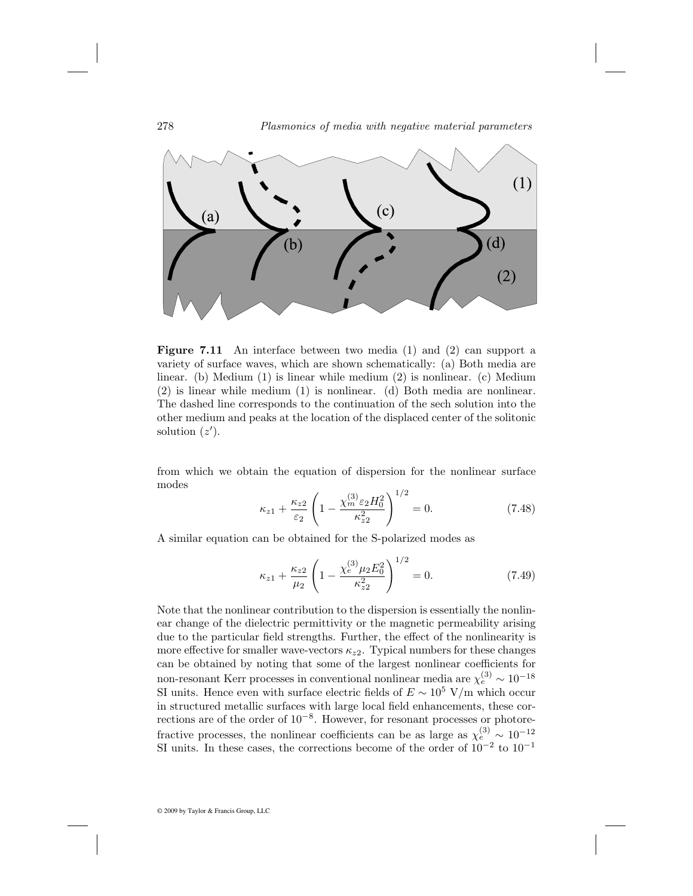**Figure 7.11** An interface between two media (1) and (2) can support a variety of surface waves, which are shown schematically: (a) Both media are linear. (b) Medium (1) is linear while medium (2) is nonlinear. (c) Medium (2) is linear while medium (1) is nonlinear. (d) Both media are nonlinear. The dashed line corresponds to the continuation of the sech solution into the other medium and peaks at the location of the displaced center of the solitonic solution ($z'$).

from which we obtain the equation of dispersion for the nonlinear surface modes

$$\kappa_{z1} + \frac{\kappa_{z2}}{\varepsilon_2}\left(1 - \frac{\chi_m^{(3)}\varepsilon_2 H_0^2}{\kappa_{z2}^2}\right)^{1/2} = 0. \tag{7.48}$$

A similar equation can be obtained for the S-polarized modes as

$$\kappa_{z1} + \frac{\kappa_{z2}}{\mu_2}\left(1 - \frac{\chi_e^{(3)}\mu_2 E_0^2}{\kappa_{z2}^2}\right)^{1/2} = 0. \tag{7.49}$$

Note that the nonlinear contribution to the dispersion is essentially the nonlinear change of the dielectric permittivity or the magnetic permeability arising due to the particular field strengths. Further, the effect of the nonlinearity is more effective for smaller wave-vectors $\kappa_{z2}$. Typical numbers for these changes can be obtained by noting that some of the largest nonlinear coefficients for non-resonant Kerr processes in conventional nonlinear media are $\chi_e^{(3)} \sim 10^{-18}$ SI units. Hence even with surface electric fields of $E \sim 10^5$ V/m which occur in structured metallic surfaces with large local field enhancements, these corrections are of the order of $10^{-8}$. However, for resonant processes or photorefractive processes, the nonlinear coefficients can be as large as $\chi_e^{(3)} \sim 10^{-12}$ SI units. In these cases, the corrections become of the order of $10^{-2}$ to $10^{-1}$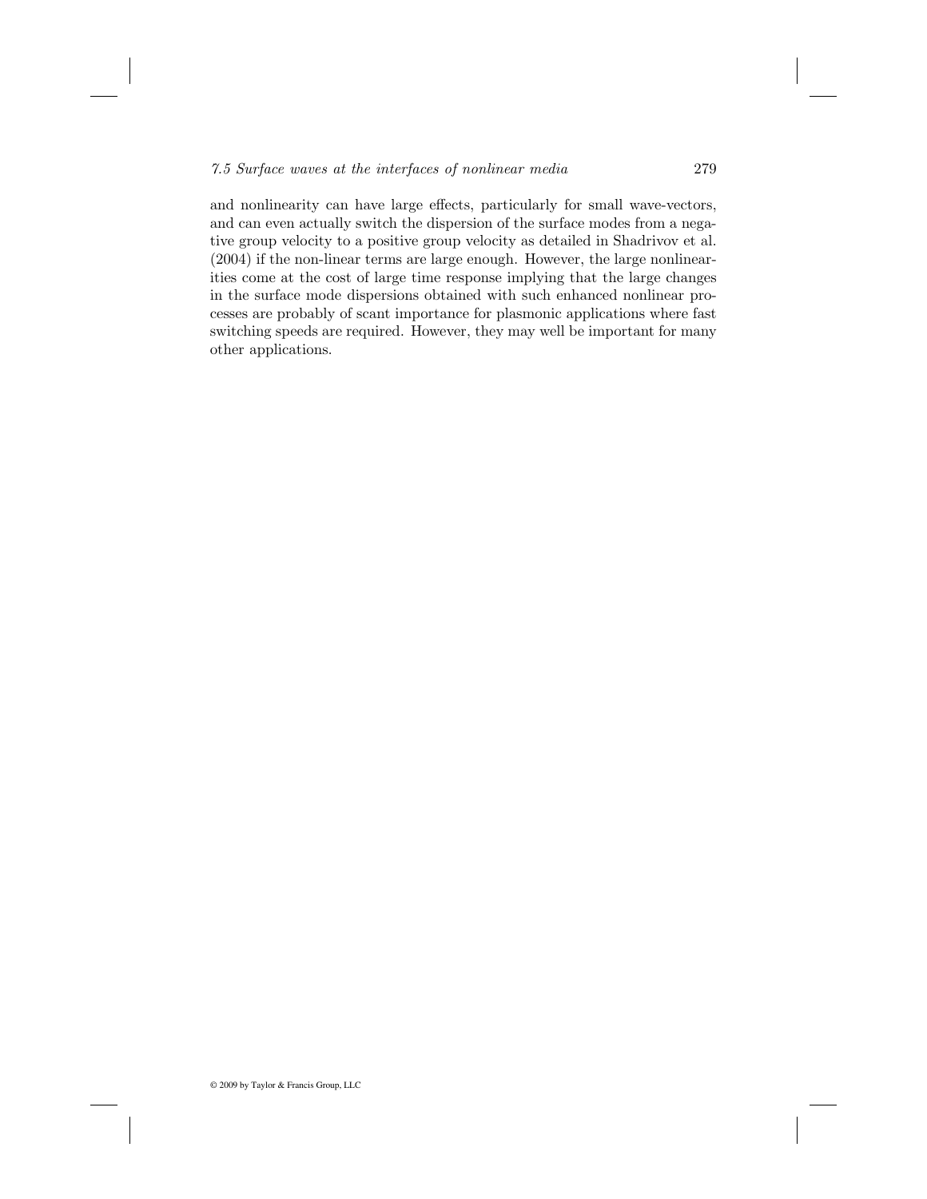and nonlinearity can have large effects, particularly for small wave-vectors, and can even actually switch the dispersion of the surface modes from a negative group velocity to a positive group velocity as detailed in Shadrivov et al. (2004) if the non-linear terms are large enough. However, the large nonlinearities come at the cost of large time response implying that the large changes in the surface mode dispersions obtained with such enhanced nonlinear processes are probably of scant importance for plasmonic applications where fast switching speeds are required. However, they may well be important for many other applications.